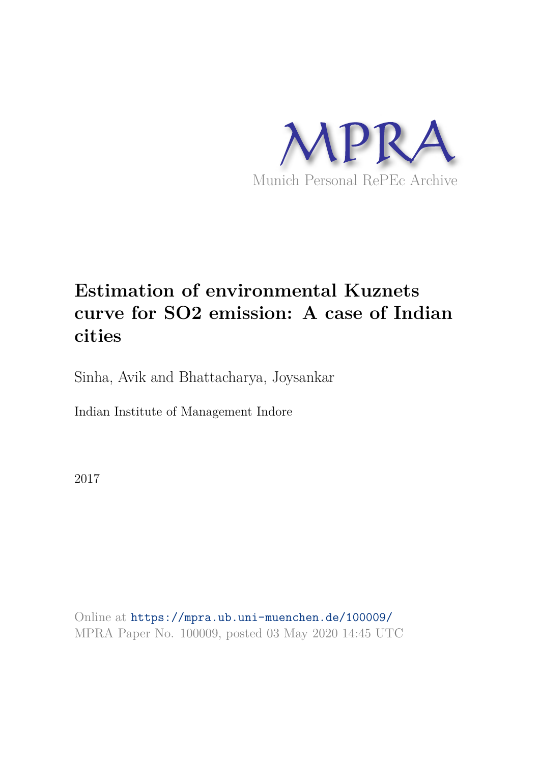MPRA

Munich Personal RePEc Archive

# Estimation of environmental Kuznets curve for SO2 emission: A case of Indian cities

Sinha, Avik and Bhattacharya, Joysankar

Indian Institute of Management Indore

2017

Online at https://mpra.ub.uni-muenchen.de/100009/
MPRA Paper No. 100009, posted 03 May 2020 14:45 UTC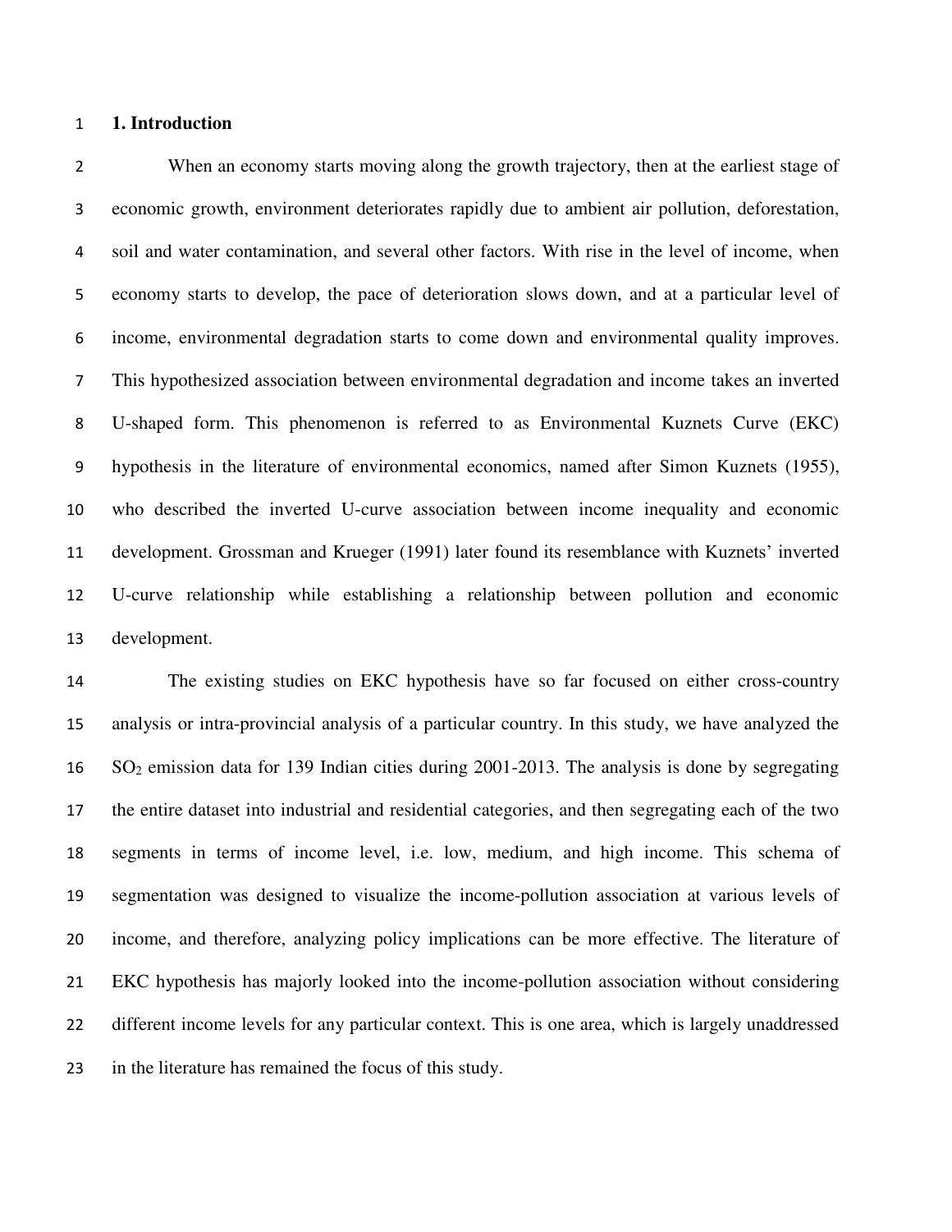## 1. Introduction

When an economy starts moving along the growth trajectory, then at the earliest stage of economic growth, environment deteriorates rapidly due to ambient air pollution, deforestation, soil and water contamination, and several other factors. With rise in the level of income, when economy starts to develop, the pace of deterioration slows down, and at a particular level of income, environmental degradation starts to come down and environmental quality improves. This hypothesized association between environmental degradation and income takes an inverted U-shaped form. This phenomenon is referred to as Environmental Kuznets Curve (EKC) hypothesis in the literature of environmental economics, named after Simon Kuznets (1955), who described the inverted U-curve association between income inequality and economic development. Grossman and Krueger (1991) later found its resemblance with Kuznets' inverted U-curve relationship while establishing a relationship between pollution and economic development.

The existing studies on EKC hypothesis have so far focused on either cross-country analysis or intra-provincial analysis of a particular country. In this study, we have analyzed the $SO_2$ emission data for 139 Indian cities during 2001-2013. The analysis is done by segregating the entire dataset into industrial and residential categories, and then segregating each of the two segments in terms of income level, i.e. low, medium, and high income. This schema of segmentation was designed to visualize the income-pollution association at various levels of income, and therefore, analyzing policy implications can be more effective. The literature of EKC hypothesis has majorly looked into the income-pollution association without considering different income levels for any particular context. This is one area, which is largely unaddressed in the literature has remained the focus of this study.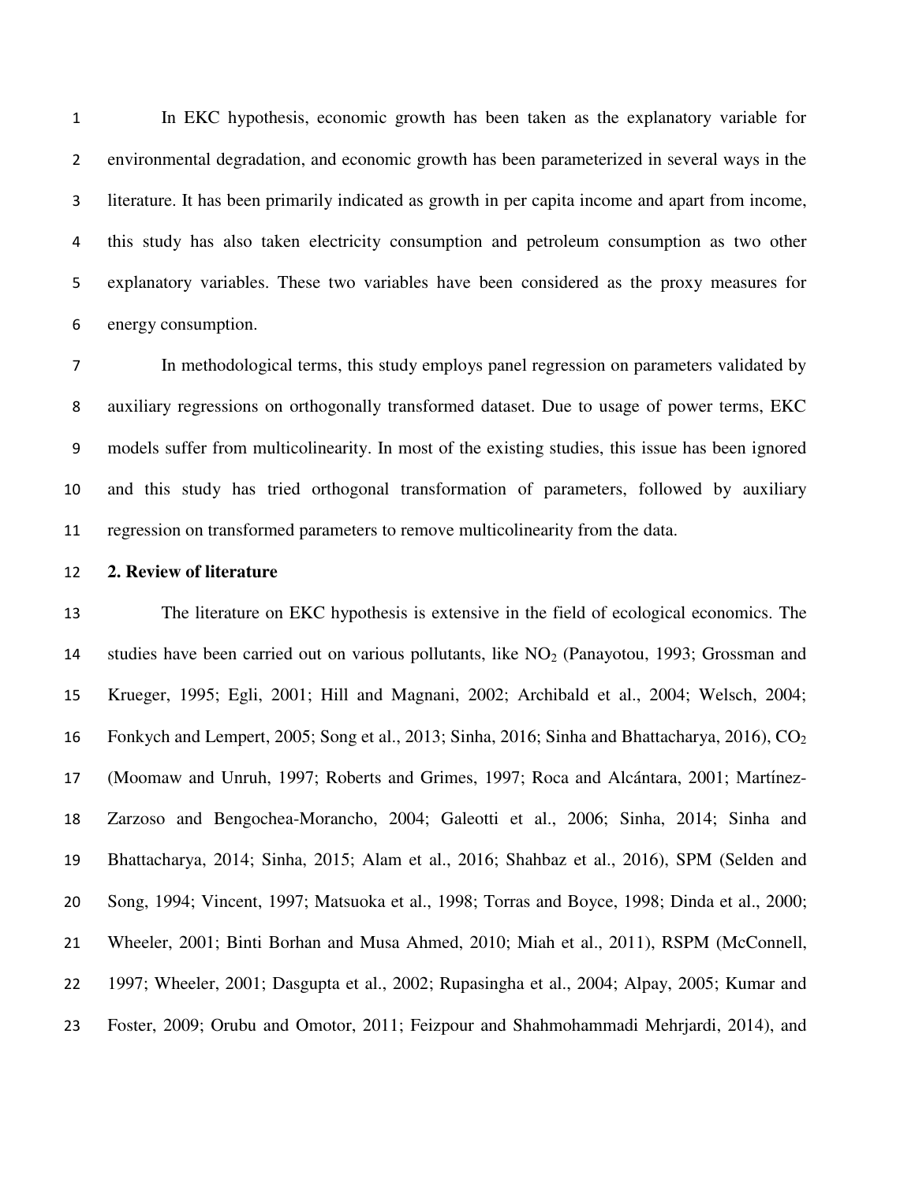In EKC hypothesis, economic growth has been taken as the explanatory variable for environmental degradation, and economic growth has been parameterized in several ways in the literature. It has been primarily indicated as growth in per capita income and apart from income, this study has also taken electricity consumption and petroleum consumption as two other explanatory variables. These two variables have been considered as the proxy measures for energy consumption.

In methodological terms, this study employs panel regression on parameters validated by auxiliary regressions on orthogonally transformed dataset. Due to usage of power terms, EKC models suffer from multicolinearity. In most of the existing studies, this issue has been ignored and this study has tried orthogonal transformation of parameters, followed by auxiliary regression on transformed parameters to remove multicolinearity from the data.

## 2. Review of literature

The literature on EKC hypothesis is extensive in the field of ecological economics. The studies have been carried out on various pollutants, like $NO_2$ (Panayotou, 1993; Grossman and Krueger, 1995; Egli, 2001; Hill and Magnani, 2002; Archibald et al., 2004; Welsch, 2004; Fonkych and Lempert, 2005; Song et al., 2013; Sinha, 2016; Sinha and Bhattacharya, 2016), $CO_2$ (Moomaw and Unruh, 1997; Roberts and Grimes, 1997; Roca and Alcántara, 2001; Martínez-Zarzoso and Bengochea-Morancho, 2004; Galeotti et al., 2006; Sinha, 2014; Sinha and Bhattacharya, 2014; Sinha, 2015; Alam et al., 2016; Shahbaz et al., 2016), SPM (Selden and Song, 1994; Vincent, 1997; Matsuoka et al., 1998; Torras and Boyce, 1998; Dinda et al., 2000; Wheeler, 2001; Binti Borhan and Musa Ahmed, 2010; Miah et al., 2011), RSPM (McConnell, 1997; Wheeler, 2001; Dasgupta et al., 2002; Rupasingha et al., 2004; Alpay, 2005; Kumar and Foster, 2009; Orubu and Omotor, 2011; Feizpour and Shahmohammadi Mehrjardi, 2014), and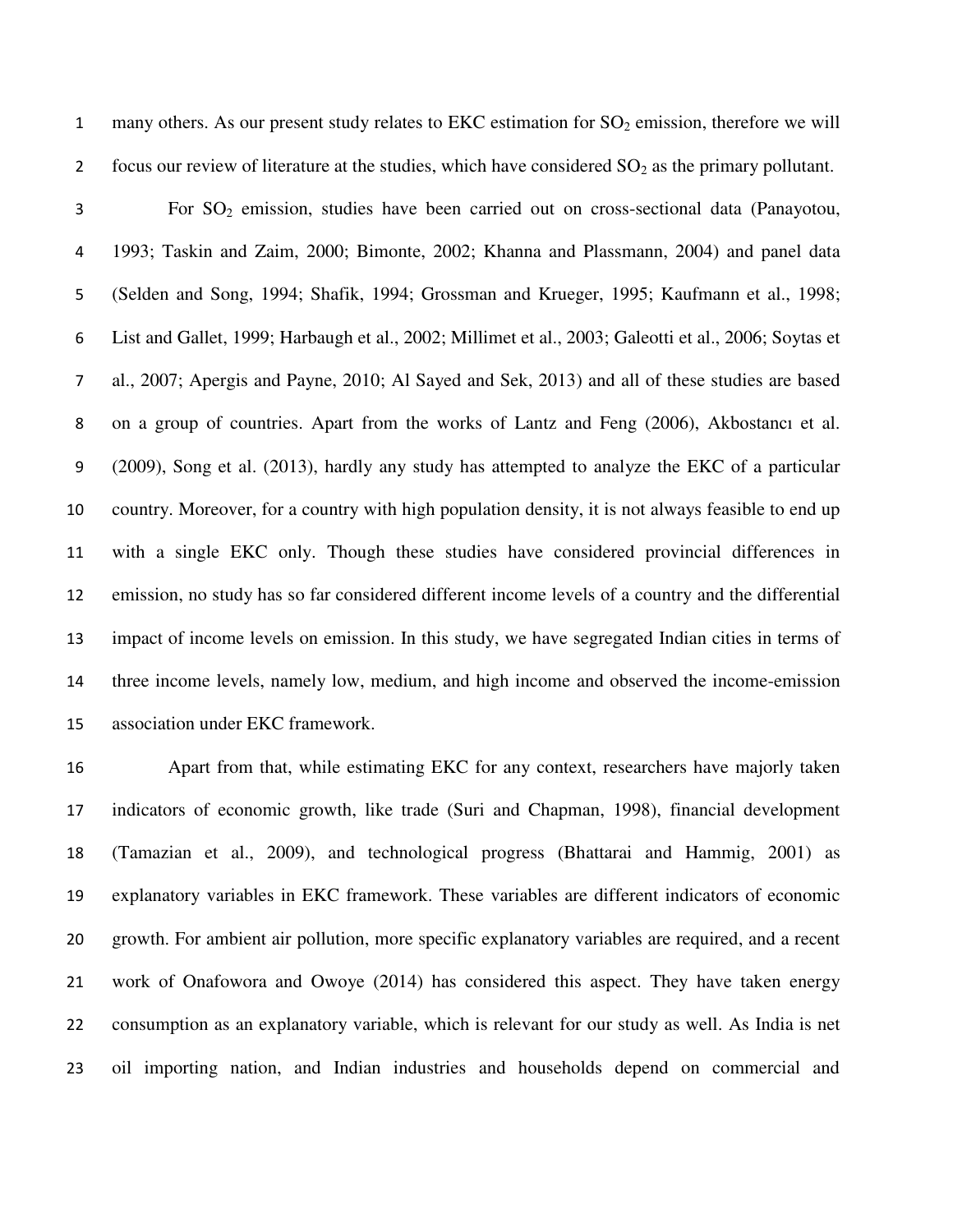many others. As our present study relates to EKC estimation for $SO_2$ emission, therefore we will focus our review of literature at the studies, which have considered $SO_2$ as the primary pollutant.

For $SO_2$ emission, studies have been carried out on cross-sectional data (Panayotou, 1993; Taskin and Zaim, 2000; Bimonte, 2002; Khanna and Plassmann, 2004) and panel data (Selden and Song, 1994; Shafik, 1994; Grossman and Krueger, 1995; Kaufmann et al., 1998; List and Gallet, 1999; Harbaugh et al., 2002; Millimet et al., 2003; Galeotti et al., 2006; Soytas et al., 2007; Apergis and Payne, 2010; Al Sayed and Sek, 2013) and all of these studies are based on a group of countries. Apart from the works of Lantz and Feng (2006), Akbostancı et al. (2009), Song et al. (2013), hardly any study has attempted to analyze the EKC of a particular country. Moreover, for a country with high population density, it is not always feasible to end up with a single EKC only. Though these studies have considered provincial differences in emission, no study has so far considered different income levels of a country and the differential impact of income levels on emission. In this study, we have segregated Indian cities in terms of three income levels, namely low, medium, and high income and observed the income-emission association under EKC framework.

Apart from that, while estimating EKC for any context, researchers have majorly taken indicators of economic growth, like trade (Suri and Chapman, 1998), financial development (Tamazian et al., 2009), and technological progress (Bhattarai and Hammig, 2001) as explanatory variables in EKC framework. These variables are different indicators of economic growth. For ambient air pollution, more specific explanatory variables are required, and a recent work of Onafowora and Owoye (2014) has considered this aspect. They have taken energy consumption as an explanatory variable, which is relevant for our study as well. As India is net oil importing nation, and Indian industries and households depend on commercial and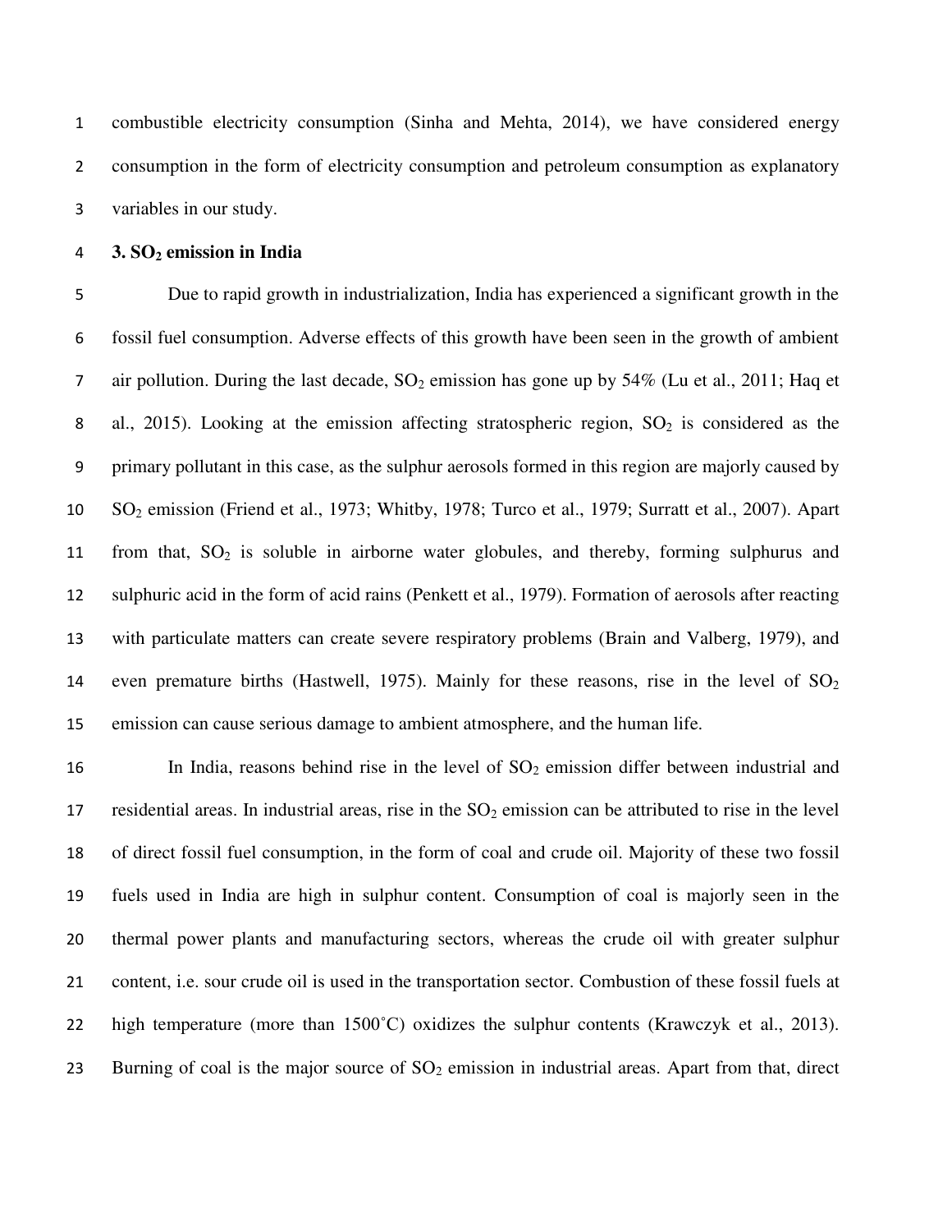combustible electricity consumption (Sinha and Mehta, 2014), we have considered energy consumption in the form of electricity consumption and petroleum consumption as explanatory variables in our study.

## 3. $SO_2$ emission in India

Due to rapid growth in industrialization, India has experienced a significant growth in the fossil fuel consumption. Adverse effects of this growth have been seen in the growth of ambient air pollution. During the last decade, $SO_2$ emission has gone up by 54% (Lu et al., 2011; Haq et al., 2015). Looking at the emission affecting stratospheric region, $SO_2$ is considered as the primary pollutant in this case, as the sulphur aerosols formed in this region are majorly caused by $SO_2$ emission (Friend et al., 1973; Whitby, 1978; Turco et al., 1979; Surratt et al., 2007). Apart from that, $SO_2$ is soluble in airborne water globules, and thereby, forming sulphurus and sulphuric acid in the form of acid rains (Penkett et al., 1979). Formation of aerosols after reacting with particulate matters can create severe respiratory problems (Brain and Valberg, 1979), and even premature births (Hastwell, 1975). Mainly for these reasons, rise in the level of $SO_2$ emission can cause serious damage to ambient atmosphere, and the human life.

In India, reasons behind rise in the level of $SO_2$ emission differ between industrial and residential areas. In industrial areas, rise in the $SO_2$ emission can be attributed to rise in the level of direct fossil fuel consumption, in the form of coal and crude oil. Majority of these two fossil fuels used in India are high in sulphur content. Consumption of coal is majorly seen in the thermal power plants and manufacturing sectors, whereas the crude oil with greater sulphur content, i.e. sour crude oil is used in the transportation sector. Combustion of these fossil fuels at high temperature (more than 1500˚C) oxidizes the sulphur contents (Krawczyk et al., 2013). Burning of coal is the major source of $SO_2$ emission in industrial areas. Apart from that, direct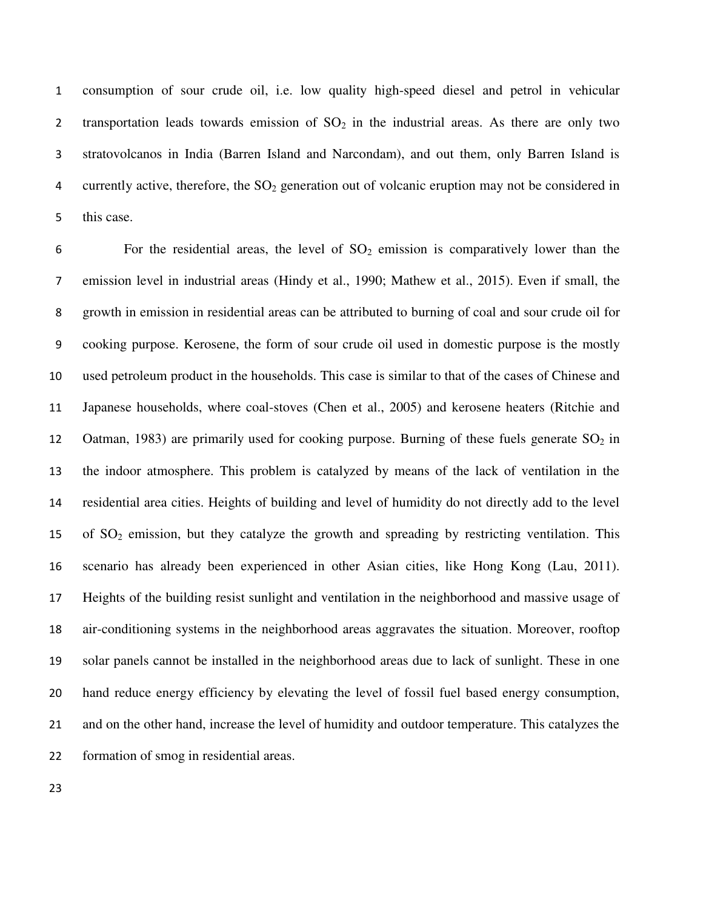consumption of sour crude oil, i.e. low quality high-speed diesel and petrol in vehicular transportation leads towards emission of $SO_2$ in the industrial areas. As there are only two stratovolcanos in India (Barren Island and Narcondam), and out them, only Barren Island is currently active, therefore, the $SO_2$ generation out of volcanic eruption may not be considered in this case.

For the residential areas, the level of $SO_2$ emission is comparatively lower than the emission level in industrial areas (Hindy et al., 1990; Mathew et al., 2015). Even if small, the growth in emission in residential areas can be attributed to burning of coal and sour crude oil for cooking purpose. Kerosene, the form of sour crude oil used in domestic purpose is the mostly used petroleum product in the households. This case is similar to that of the cases of Chinese and Japanese households, where coal-stoves (Chen et al., 2005) and kerosene heaters (Ritchie and Oatman, 1983) are primarily used for cooking purpose. Burning of these fuels generate $SO_2$ in the indoor atmosphere. This problem is catalyzed by means of the lack of ventilation in the residential area cities. Heights of building and level of humidity do not directly add to the level of $SO_2$ emission, but they catalyze the growth and spreading by restricting ventilation. This scenario has already been experienced in other Asian cities, like Hong Kong (Lau, 2011). Heights of the building resist sunlight and ventilation in the neighborhood and massive usage of air-conditioning systems in the neighborhood areas aggravates the situation. Moreover, rooftop solar panels cannot be installed in the neighborhood areas due to lack of sunlight. These in one hand reduce energy efficiency by elevating the level of fossil fuel based energy consumption, and on the other hand, increase the level of humidity and outdoor temperature. This catalyzes the formation of smog in residential areas.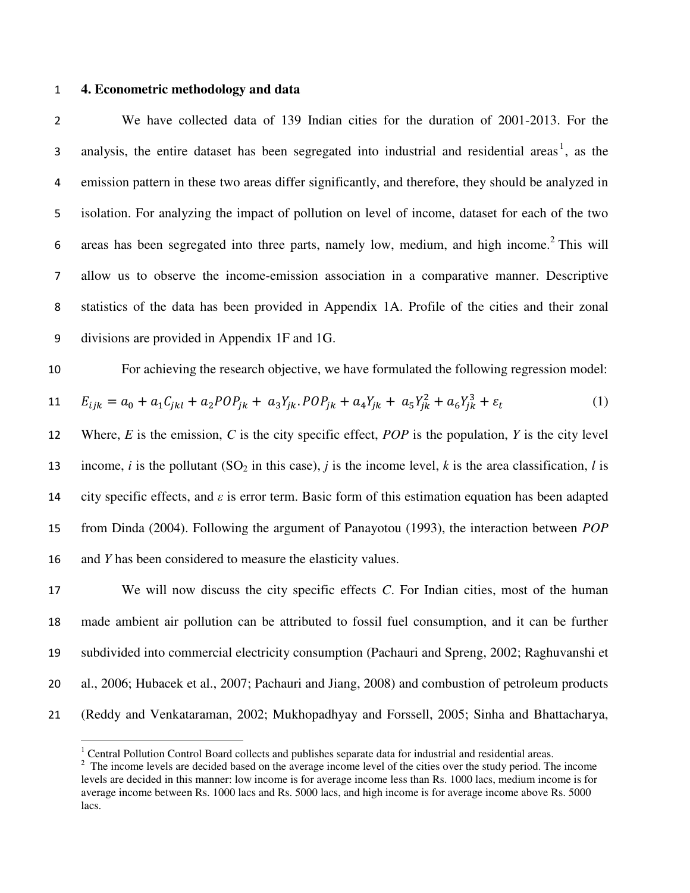## 4. Econometric methodology and data

We have collected data of 139 Indian cities for the duration of 2001-2013. For the analysis, the entire dataset has been segregated into industrial and residential areas[1], as the emission pattern in these two areas differ significantly, and therefore, they should be analyzed in isolation. For analyzing the impact of pollution on level of income, dataset for each of the two areas has been segregated into three parts, namely low, medium, and high income.[2] This will allow us to observe the income-emission association in a comparative manner. Descriptive statistics of the data has been provided in Appendix 1A. Profile of the cities and their zonal divisions are provided in Appendix 1F and 1G.

For achieving the research objective, we have formulated the following regression model:

$$E_{ijk} = a_0 + a_1 C_{jkl} + a_2 POP_{jk} + a_3 Y_{jk} . POP_{jk} + a_4 Y_{jk} + a_5 Y_{jk}^2 + a_6 Y_{jk}^3 + \varepsilon_t \quad (1)$$

Where, *E* is the emission, *C* is the city specific effect, *POP* is the population, *Y* is the city level income, *i* is the pollutant ($SO_2$ in this case), *j* is the income level, *k* is the area classification, *l* is city specific effects, and *ε* is error term. Basic form of this estimation equation has been adapted from Dinda (2004). Following the argument of Panayotou (1993), the interaction between *POP* and *Y* has been considered to measure the elasticity values.

We will now discuss the city specific effects *C*. For Indian cities, most of the human made ambient air pollution can be attributed to fossil fuel consumption, and it can be further subdivided into commercial electricity consumption (Pachauri and Spreng, 2002; Raghuvanshi et al., 2006; Hubacek et al., 2007; Pachauri and Jiang, 2008) and combustion of petroleum products (Reddy and Venkataraman, 2002; Mukhopadhyay and Forssell, 2005; Sinha and Bhattacharya,

---

[1] Central Pollution Control Board collects and publishes separate data for industrial and residential areas.

[2] The income levels are decided based on the average income level of the cities over the study period. The income levels are decided in this manner: low income is for average income less than Rs. 1000 lacs, medium income is for average income between Rs. 1000 lacs and Rs. 5000 lacs, and high income is for average income above Rs. 5000 lacs.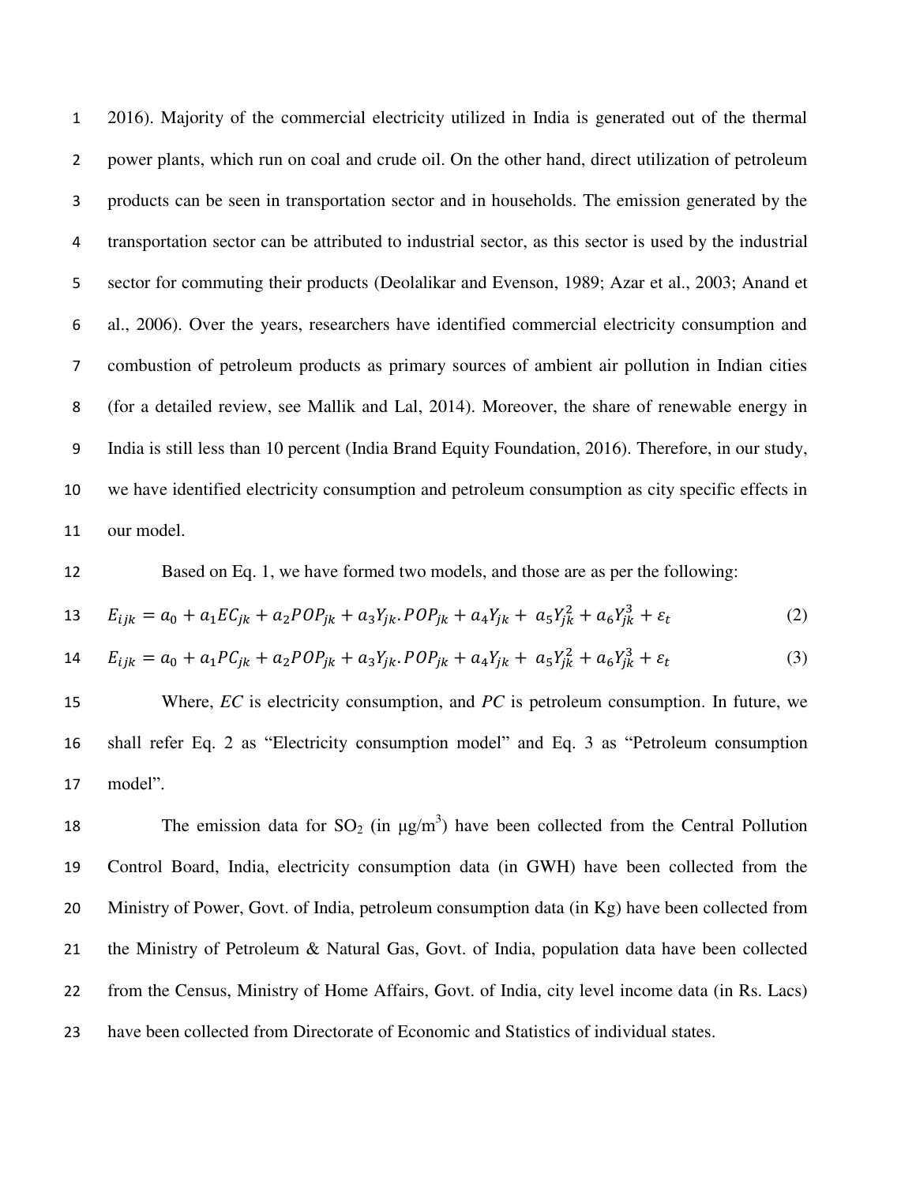2016). Majority of the commercial electricity utilized in India is generated out of the thermal power plants, which run on coal and crude oil. On the other hand, direct utilization of petroleum products can be seen in transportation sector and in households. The emission generated by the transportation sector can be attributed to industrial sector, as this sector is used by the industrial sector for commuting their products (Deolalikar and Evenson, 1989; Azar et al., 2003; Anand et al., 2006). Over the years, researchers have identified commercial electricity consumption and combustion of petroleum products as primary sources of ambient air pollution in Indian cities (for a detailed review, see Mallik and Lal, 2014). Moreover, the share of renewable energy in India is still less than 10 percent (India Brand Equity Foundation, 2016). Therefore, in our study, we have identified electricity consumption and petroleum consumption as city specific effects in our model.

Based on Eq. 1, we have formed two models, and those are as per the following:

$$E_{ijk} = a_0 + a_1 EC_{jk} + a_2 POP_{jk} + a_3 Y_{jk}.POP_{jk} + a_4 Y_{jk} + a_5 Y_{jk}^2 + a_6 Y_{jk}^3 + \varepsilon_t \tag{2}$$

$$E_{ijk} = a_0 + a_1 PC_{jk} + a_2 POP_{jk} + a_3 Y_{jk}.POP_{jk} + a_4 Y_{jk} + a_5 Y_{jk}^2 + a_6 Y_{jk}^3 + \varepsilon_t \tag{3}$$

Where, *EC* is electricity consumption, and *PC* is petroleum consumption. In future, we shall refer Eq. 2 as "Electricity consumption model" and Eq. 3 as "Petroleum consumption model".

The emission data for $SO_2$ (in $\mu g/m^3$) have been collected from the Central Pollution Control Board, India, electricity consumption data (in GWH) have been collected from the Ministry of Power, Govt. of India, petroleum consumption data (in Kg) have been collected from the Ministry of Petroleum & Natural Gas, Govt. of India, population data have been collected from the Census, Ministry of Home Affairs, Govt. of India, city level income data (in Rs. Lacs) have been collected from Directorate of Economic and Statistics of individual states.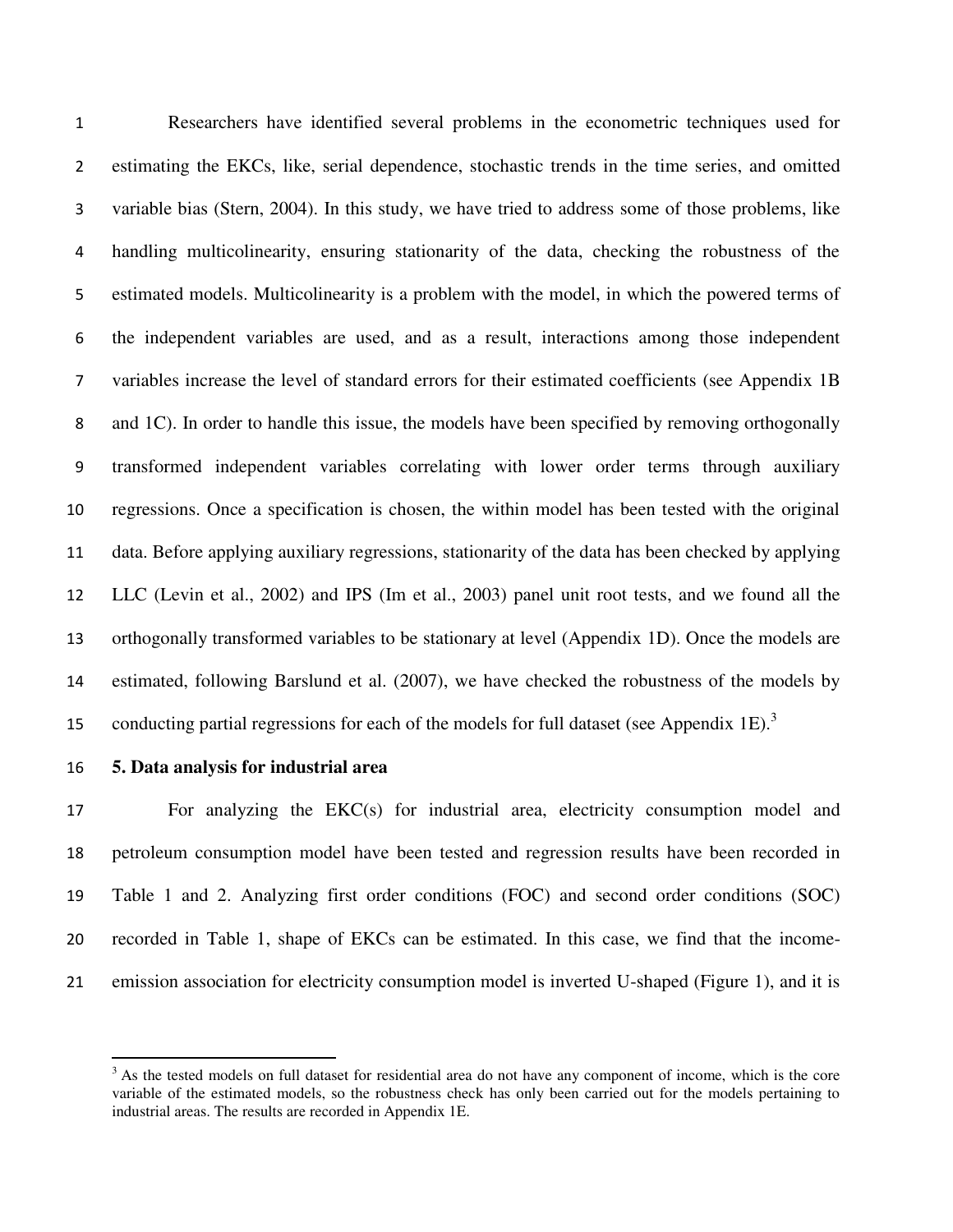Researchers have identified several problems in the econometric techniques used for estimating the EKCs, like, serial dependence, stochastic trends in the time series, and omitted variable bias (Stern, 2004). In this study, we have tried to address some of those problems, like handling multicolinearity, ensuring stationarity of the data, checking the robustness of the estimated models. Multicolinearity is a problem with the model, in which the powered terms of the independent variables are used, and as a result, interactions among those independent variables increase the level of standard errors for their estimated coefficients (see Appendix 1B and 1C). In order to handle this issue, the models have been specified by removing orthogonally transformed independent variables correlating with lower order terms through auxiliary regressions. Once a specification is chosen, the within model has been tested with the original data. Before applying auxiliary regressions, stationarity of the data has been checked by applying LLC (Levin et al., 2002) and IPS (Im et al., 2003) panel unit root tests, and we found all the orthogonally transformed variables to be stationary at level (Appendix 1D). Once the models are estimated, following Barslund et al. (2007), we have checked the robustness of the models by conducting partial regressions for each of the models for full dataset (see Appendix 1E).[3]

## 5. Data analysis for industrial area

For analyzing the EKC(s) for industrial area, electricity consumption model and petroleum consumption model have been tested and regression results have been recorded in Table 1 and 2. Analyzing first order conditions (FOC) and second order conditions (SOC) recorded in Table 1, shape of EKCs can be estimated. In this case, we find that the income-emission association for electricity consumption model is inverted U-shaped (Figure 1), and it is

[3] As the tested models on full dataset for residential area do not have any component of income, which is the core variable of the estimated models, so the robustness check has only been carried out for the models pertaining to industrial areas. The results are recorded in Appendix 1E.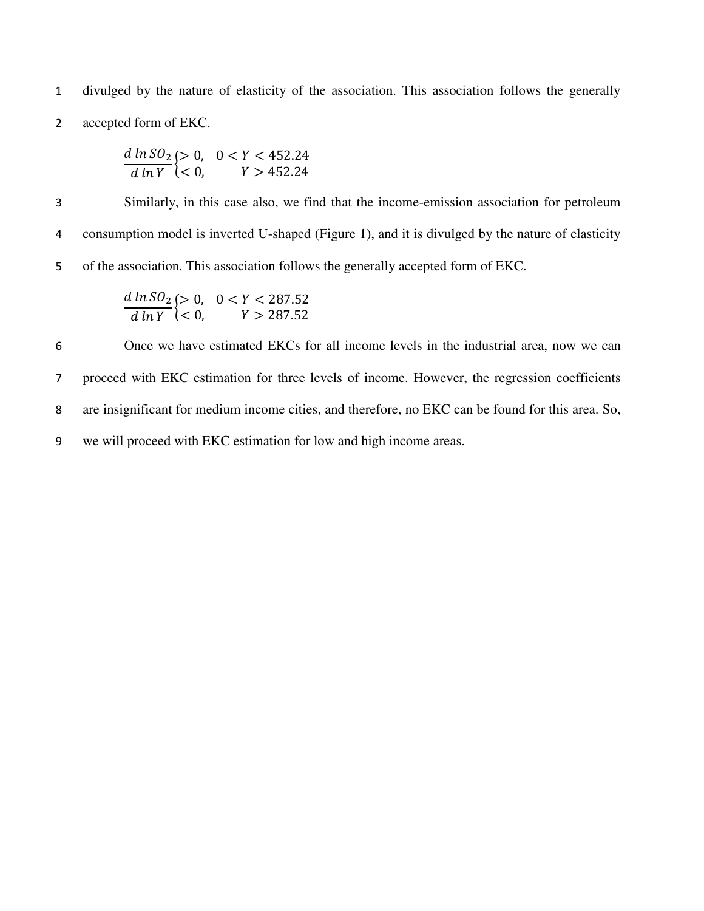divulged by the nature of elasticity of the association. This association follows the generally accepted form of EKC.

$$\frac{d\, ln\, SO_2}{d\, ln\, Y}\begin{cases} > 0, & 0 < Y < 452.24 \\ < 0, & Y > 452.24 \end{cases}$$

Similarly, in this case also, we find that the income-emission association for petroleum consumption model is inverted U-shaped (Figure 1), and it is divulged by the nature of elasticity of the association. This association follows the generally accepted form of EKC.

$$\frac{d\, ln\, SO_2}{d\, ln\, Y}\begin{cases} > 0, & 0 < Y < 287.52 \\ < 0, & Y > 287.52 \end{cases}$$

Once we have estimated EKCs for all income levels in the industrial area, now we can proceed with EKC estimation for three levels of income. However, the regression coefficients are insignificant for medium income cities, and therefore, no EKC can be found for this area. So, we will proceed with EKC estimation for low and high income areas.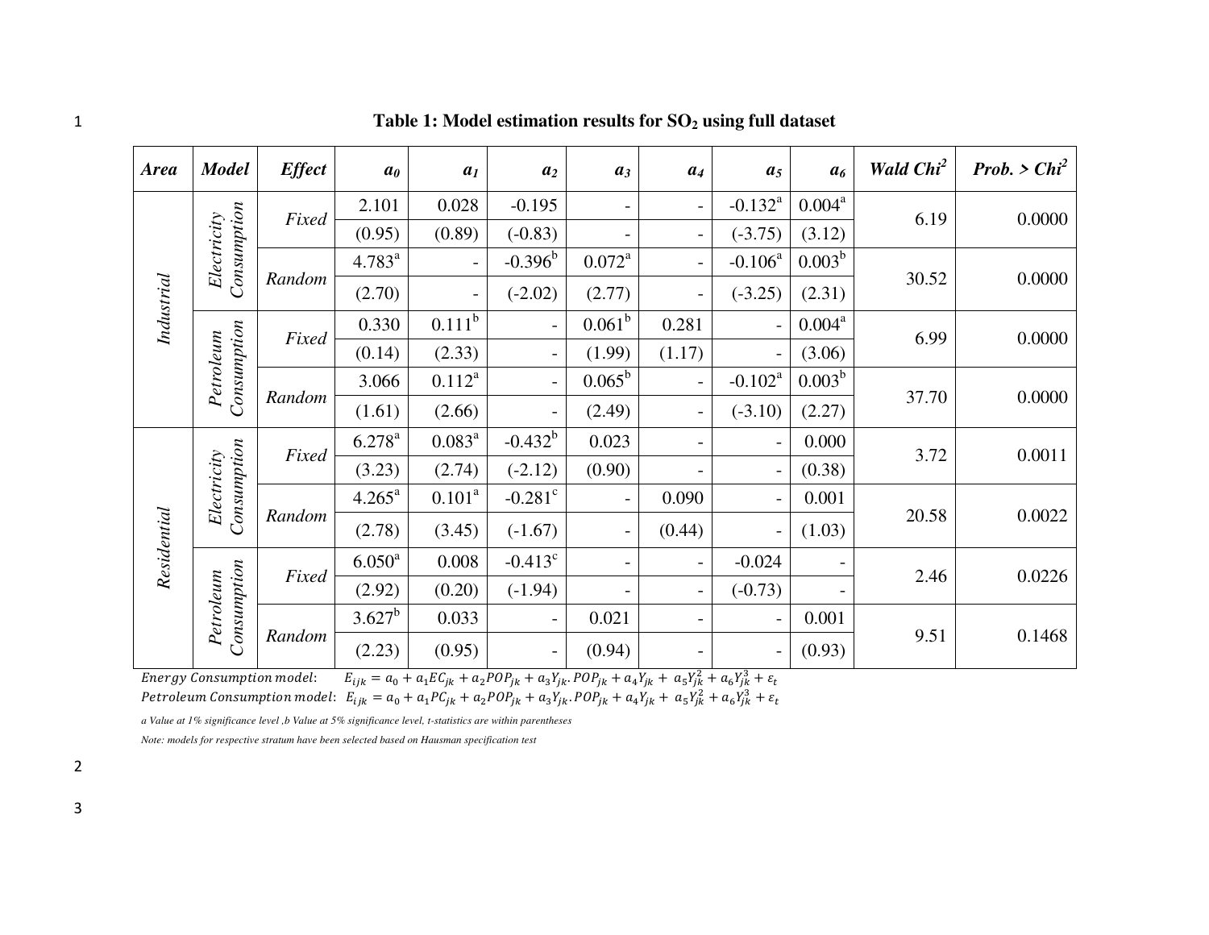**Table 1: Model estimation results for $SO_2$ using full dataset**

| *Area* | *Model* | *Effect* | $a_0$ | $a_1$ | $a_2$ | $a_3$ | $a_4$ | $a_5$ | $a_6$ | *Wald Chi²* | *Prob. > Chi²* |
|---|---|---|---|---|---|---|---|---|---|---|---|
| *Industrial* | *Electricity Consumption* | *Fixed* | 2.101 | 0.028 | -0.195 | - | - | -0.132[a] | 0.004[a] | 6.19 | 0.0000 |
| | | | (0.95) | (0.89) | (-0.83) | - | - | (-3.75) | (3.12) | | |
| | | *Random* | 4.783[a] | - | -0.396[b] | 0.072[a] | - | -0.106[a] | 0.003[b] | 30.52 | 0.0000 |
| | | | (2.70) | - | (-2.02) | (2.77) | - | (-3.25) | (2.31) | | |
| | *Petroleum Consumption* | *Fixed* | 0.330 | 0.111[b] | - | 0.061[b] | 0.281 | - | 0.004[a] | 6.99 | 0.0000 |
| | | | (0.14) | (2.33) | - | (1.99) | (1.17) | - | (3.06) | | |
| | | *Random* | 3.066 | 0.112[a] | - | 0.065[b] | - | -0.102[a] | 0.003[b] | 37.70 | 0.0000 |
| | | | (1.61) | (2.66) | - | (2.49) | - | (-3.10) | (2.27) | | |
| *Residential* | *Electricity Consumption* | *Fixed* | 6.278[a] | 0.083[a] | -0.432[b] | 0.023 | - | - | 0.000 | 3.72 | 0.0011 |
| | | | (3.23) | (2.74) | (-2.12) | (0.90) | - | - | (0.38) | | |
| | | *Random* | 4.265[a] | 0.101[a] | -0.281[c] | - | 0.090 | - | 0.001 | 20.58 | 0.0022 |
| | | | (2.78) | (3.45) | (-1.67) | - | (0.44) | - | (1.03) | | |
| | *Petroleum Consumption* | *Fixed* | 6.050[a] | 0.008 | -0.413[c] | - | - | -0.024 | - | 2.46 | 0.0226 |
| | | | (2.92) | (0.20) | (-1.94) | - | - | (-0.73) | - | | |
| | | *Random* | 3.627[b] | 0.033 | - | 0.021 | - | - | 0.001 | 9.51 | 0.1468 |
| | | | (2.23) | (0.95) | - | (0.94) | - | - | (0.93) | | |

*Energy Consumption model:* $E_{ijk} = a_0 + a_1 EC_{jk} + a_2 POP_{jk} + a_3 Y_{jk}.POP_{jk} + a_4 Y_{jk} + a_5 Y_{jk}^2 + a_6 Y_{jk}^3 + \varepsilon_t$

*Petroleum Consumption model:* $E_{ijk} = a_0 + a_1 PC_{jk} + a_2 POP_{jk} + a_3 Y_{jk}.POP_{jk} + a_4 Y_{jk} + a_5 Y_{jk}^2 + a_6 Y_{jk}^3 + \varepsilon_t$

*a Value at 1% significance level ,b Value at 5% significance level, t-statistics are within parentheses*

*Note: models for respective stratum have been selected based on Hausman specification test*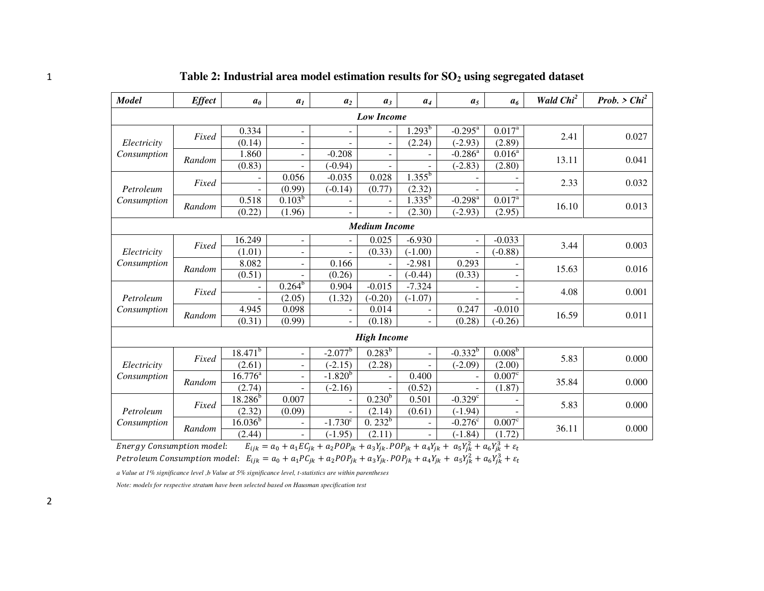**Table 2: Industrial area model estimation results for $SO_2$ using segregated dataset**

| *Model* | *Effect* | $a_0$ | $a_1$ | $a_2$ | $a_3$ | $a_4$ | $a_5$ | $a_6$ | *Wald Chi*$^2$ | *Prob. > Chi*$^2$ |
|---|---|---|---|---|---|---|---|---|---|---|
| ***Low Income*** | | | | | | | | | | |
| *Electricity Consumption* | *Fixed* | 0.334 | - | - | - | 1.293[b] | -0.295[a] | 0.017[a] | 2.41 | 0.027 |
| | | (0.14) | - | - | - | (2.24) | (-2.93) | (2.89) | | |
| | *Random* | 1.860 | - | -0.208 | - | - | -0.286[a] | 0.016[a] | 13.11 | 0.041 |
| | | (0.83) | - | (-0.94) | - | - | (-2.83) | (2.80) | | |
| *Petroleum Consumption* | *Fixed* | - | 0.056 | -0.035 | 0.028 | 1.355[b] | - | - | 2.33 | 0.032 |
| | | - | (0.99) | (-0.14) | (0.77) | (2.32) | - | - | | |
| | *Random* | 0.518 | 0.103[b] | - | - | 1.335[b] | -0.298[a] | 0.017[a] | 16.10 | 0.013 |
| | | (0.22) | (1.96) | - | - | (2.30) | (-2.93) | (2.95) | | |
| ***Medium Income*** | | | | | | | | | | |
| *Electricity Consumption* | *Fixed* | 16.249 | - | - | 0.025 | -6.930 | - | -0.033 | 3.44 | 0.003 |
| | | (1.01) | - | - | (0.33) | (-1.00) | - | (-0.88) | | |
| | *Random* | 8.082 | - | 0.166 | - | -2.981 | 0.293 | - | 15.63 | 0.016 |
| | | (0.51) | - | (0.26) | - | (-0.44) | (0.33) | - | | |
| *Petroleum Consumption* | *Fixed* | - | 0.264[b] | 0.904 | -0.015 | -7.324 | - | - | 4.08 | 0.001 |
| | | - | (2.05) | (1.32) | (-0.20) | (-1.07) | - | - | | |
| | *Random* | 4.945 | 0.098 | - | 0.014 | - | 0.247 | -0.010 | 16.59 | 0.011 |
| | | (0.31) | (0.99) | - | (0.18) | - | (0.28) | (-0.26) | | |
| ***High Income*** | | | | | | | | | | |
| *Electricity Consumption* | *Fixed* | 18.471[b] | - | -2.077[b] | 0.283[b] | - | -0.332[b] | 0.008[b] | 5.83 | 0.000 |
| | | (2.61) | - | (-2.15) | (2.28) | - | (-2.09) | (2.00) | | |
| | *Random* | 16.776[a] | - | -1.820[b] | - | 0.400 | - | 0.007[c] | 35.84 | 0.000 |
| | | (2.74) | - | (-2.16) | - | (0.52) | - | (1.87) | | |
| *Petroleum Consumption* | *Fixed* | 18.286[b] | 0.007 | - | 0.230[b] | 0.501 | -0.329[c] | - | 5.83 | 0.000 |
| | | (2.32) | (0.09) | - | (2.14) | (0.61) | (-1.94) | - | | |
| | *Random* | 16.036[b] | - | -1.730[c] | 0. 232[b] | - | -0.276[c] | 0.007[c] | 36.11 | 0.000 |
| | | (2.44) | - | (-1.95) | (2.11) | - | (-1.84) | (1.72) | | |

*Energy Consumption model*: $E_{ijk} = a_0 + a_1 EC_{jk} + a_2 POP_{jk} + a_3 Y_{jk}.POP_{jk} + a_4 Y_{jk} + a_5 Y_{jk}^2 + a_6 Y_{jk}^3 + \varepsilon_t$

*Petroleum Consumption model*: $E_{ijk} = a_0 + a_1 PC_{jk} + a_2 POP_{jk} + a_3 Y_{jk}.POP_{jk} + a_4 Y_{jk} + a_5 Y_{jk}^2 + a_6 Y_{jk}^3 + \varepsilon_t$

*a Value at 1% significance level ,b Value at 5% significance level, t-statistics are within parentheses*

*Note: models for respective stratum have been selected based on Hausman specification test*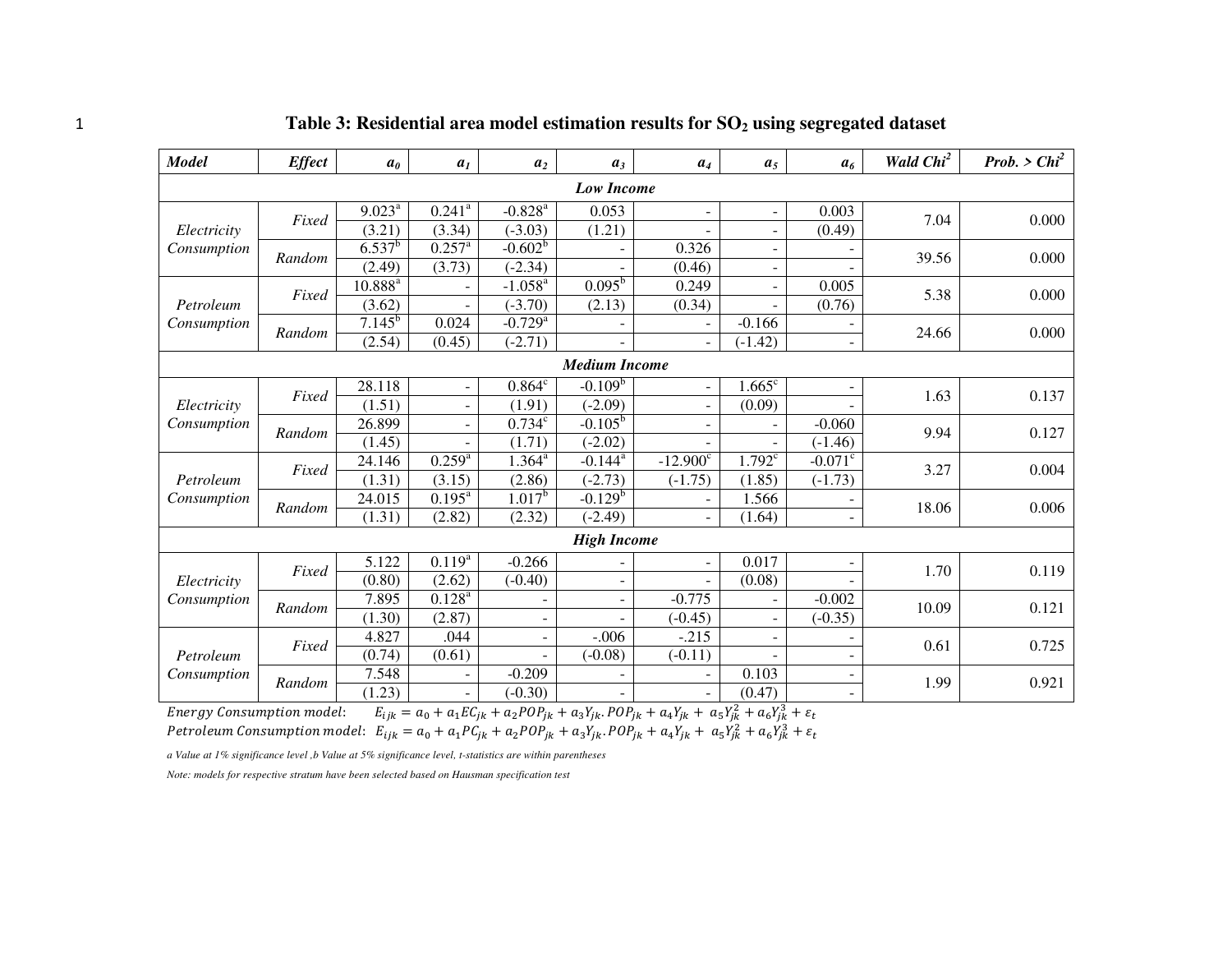**Table 3: Residential area model estimation results for $SO_2$ using segregated dataset**

| *Model* | *Effect* | $a_0$ | $a_1$ | $a_2$ | $a_3$ | $a_4$ | $a_5$ | $a_6$ | *Wald Chi*$^2$ | *Prob. > Chi*$^2$ |
|---|---|---|---|---|---|---|---|---|---|---|
| ***Low Income*** | | | | | | | | | | |
| *Electricity Consumption* | *Fixed* | 9.023[a] | 0.241[a] | -0.828[a] | 0.053 | - | - | 0.003 | 7.04 | 0.000 |
| | | (3.21) | (3.34) | (-3.03) | (1.21) | - | - | (0.49) | | |
| | *Random* | 6.537[b] | 0.257[a] | -0.602[b] | - | 0.326 | - | - | 39.56 | 0.000 |
| | | (2.49) | (3.73) | (-2.34) | - | (0.46) | - | - | | |
| *Petroleum Consumption* | *Fixed* | 10.888[a] | - | -1.058[a] | 0.095[b] | 0.249 | - | 0.005 | 5.38 | 0.000 |
| | | (3.62) | - | (-3.70) | (2.13) | (0.34) | - | (0.76) | | |
| | *Random* | 7.145[b] | 0.024 | -0.729[a] | - | - | -0.166 | - | 24.66 | 0.000 |
| | | (2.54) | (0.45) | (-2.71) | - | - | (-1.42) | - | | |
| ***Medium Income*** | | | | | | | | | | |
| *Electricity Consumption* | *Fixed* | 28.118 | - | 0.864[c] | -0.109[b] | - | 1.665[c] | - | 1.63 | 0.137 |
| | | (1.51) | - | (1.91) | (-2.09) | - | (0.09) | - | | |
| | *Random* | 26.899 | - | 0.734[c] | -0.105[b] | - | - | -0.060 | 9.94 | 0.127 |
| | | (1.45) | - | (1.71) | (-2.02) | - | - | (-1.46) | | |
| *Petroleum Consumption* | *Fixed* | 24.146 | 0.259[a] | 1.364[a] | -0.144[a] | -12.900[c] | 1.792[c] | -0.071[c] | 3.27 | 0.004 |
| | | (1.31) | (3.15) | (2.86) | (-2.73) | (-1.75) | (1.85) | (-1.73) | | |
| | *Random* | 24.015 | 0.195[a] | 1.017[b] | -0.129[b] | - | 1.566 | - | 18.06 | 0.006 |
| | | (1.31) | (2.82) | (2.32) | (-2.49) | - | (1.64) | - | | |
| ***High Income*** | | | | | | | | | | |
| *Electricity Consumption* | *Fixed* | 5.122 | 0.119[a] | -0.266 | - | - | 0.017 | - | 1.70 | 0.119 |
| | | (0.80) | (2.62) | (-0.40) | - | - | (0.08) | - | | |
| | *Random* | 7.895 | 0.128[a] | - | - | -0.775 | - | -0.002 | 10.09 | 0.121 |
| | | (1.30) | (2.87) | - | - | (-0.45) | - | (-0.35) | | |
| *Petroleum Consumption* | *Fixed* | 4.827 | .044 | - | -.006 | -.215 | - | - | 0.61 | 0.725 |
| | | (0.74) | (0.61) | - | (-0.08) | (-0.11) | - | - | | |
| | *Random* | 7.548 | - | -0.209 | - | - | 0.103 | - | 1.99 | 0.921 |
| | | (1.23) | - | (-0.30) | - | - | (0.47) | - | | |

*Energy Consumption model*: $E_{ijk} = a_0 + a_1 EC_{jk} + a_2 POP_{jk} + a_3 Y_{jk}.POP_{jk} + a_4 Y_{jk} + a_5 Y_{jk}^2 + a_6 Y_{jk}^3 + \varepsilon_t$

*Petroleum Consumption model*: $E_{ijk} = a_0 + a_1 PC_{jk} + a_2 POP_{jk} + a_3 Y_{jk}.POP_{jk} + a_4 Y_{jk} + a_5 Y_{jk}^2 + a_6 Y_{jk}^3 + \varepsilon_t$

*a Value at 1% significance level ,b Value at 5% significance level, t-statistics are within parentheses*

*Note: models for respective stratum have been selected based on Hausman specification test*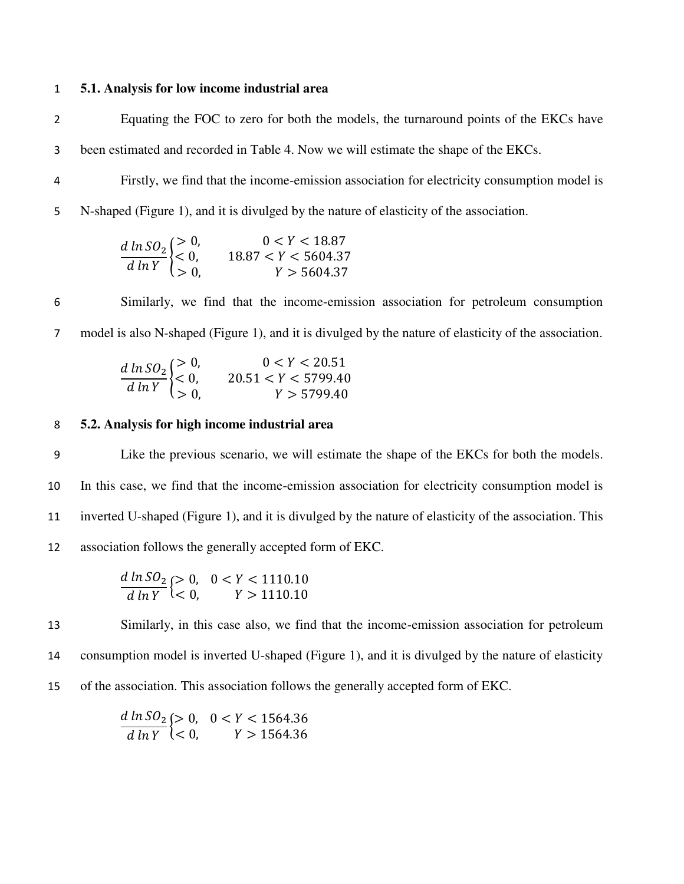### 5.1. Analysis for low income industrial area

Equating the FOC to zero for both the models, the turnaround points of the EKCs have been estimated and recorded in Table 4. Now we will estimate the shape of the EKCs.

Firstly, we find that the income-emission association for electricity consumption model is N-shaped (Figure 1), and it is divulged by the nature of elasticity of the association.

$$\frac{d\,ln\,SO_2}{d\,ln\,Y}\begin{cases} >0, & 0<Y<18.87 \\ <0, & 18.87<Y<5604.37 \\ >0, & Y>5604.37 \end{cases}$$

Similarly, we find that the income-emission association for petroleum consumption model is also N-shaped (Figure 1), and it is divulged by the nature of elasticity of the association.

$$\frac{d\,ln\,SO_2}{d\,ln\,Y}\begin{cases} >0, & 0<Y<20.51 \\ <0, & 20.51<Y<5799.40 \\ >0, & Y>5799.40 \end{cases}$$

### 5.2. Analysis for high income industrial area

Like the previous scenario, we will estimate the shape of the EKCs for both the models. In this case, we find that the income-emission association for electricity consumption model is inverted U-shaped (Figure 1), and it is divulged by the nature of elasticity of the association. This association follows the generally accepted form of EKC.

$$\frac{d\,ln\,SO_2}{d\,ln\,Y}\begin{cases} >0, & 0<Y<1110.10 \\ <0, & Y>1110.10 \end{cases}$$

Similarly, in this case also, we find that the income-emission association for petroleum consumption model is inverted U-shaped (Figure 1), and it is divulged by the nature of elasticity of the association. This association follows the generally accepted form of EKC.

$$\frac{d\,ln\,SO_2}{d\,ln\,Y}\begin{cases} >0, & 0<Y<1564.36 \\ <0, & Y>1564.36 \end{cases}$$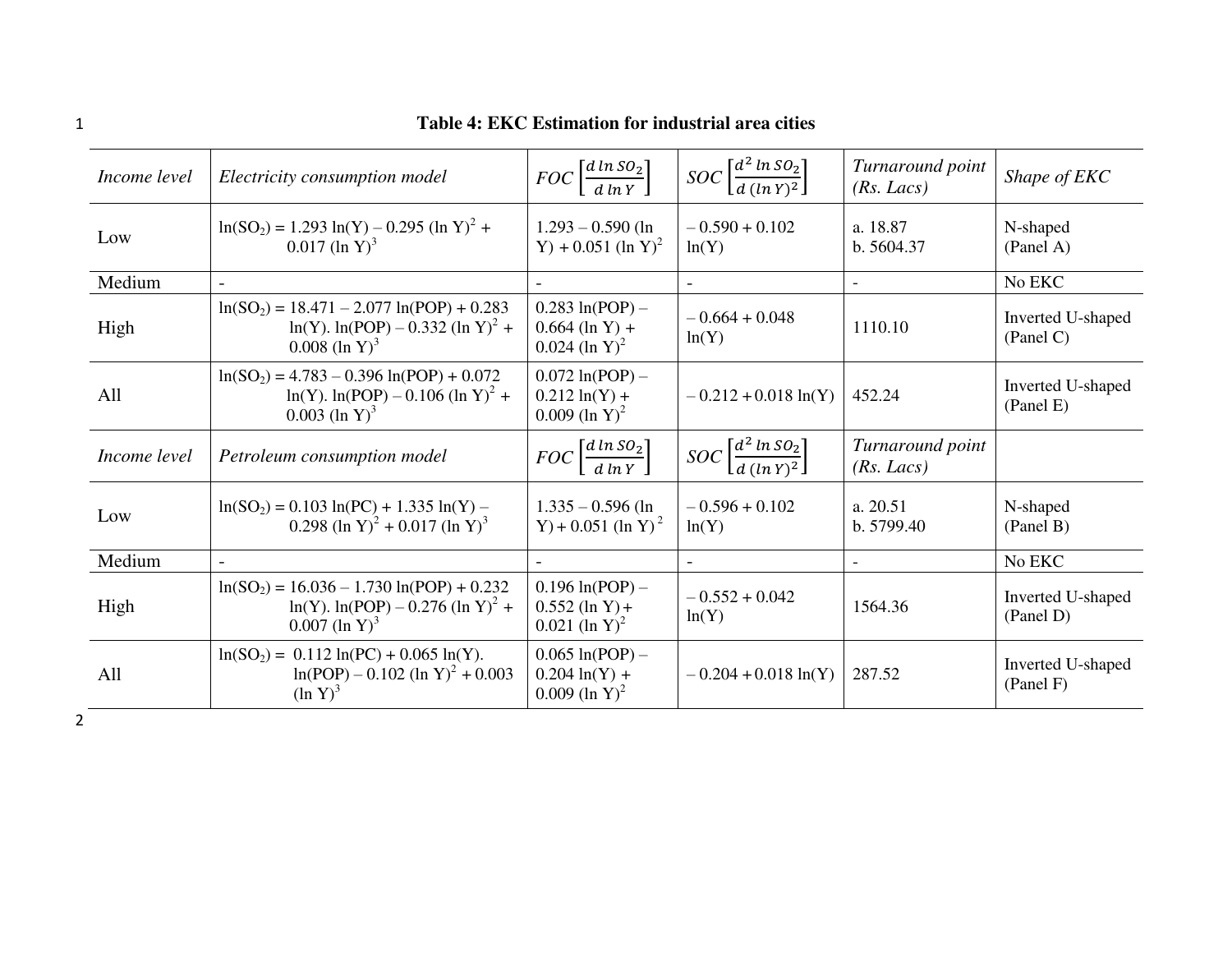**Table 4: EKC Estimation for industrial area cities**

| *Income level* | *Electricity consumption model* | *FOC* $\left[\frac{d \ln SO_2}{d \ln Y}\right]$ | *SOC* $\left[\frac{d^2 \ln SO_2}{d (\ln Y)^2}\right]$ | *Turnaround point (Rs. Lacs)* | *Shape of EKC* |
|---|---|---|---|---|---|
| Low | $\ln(SO_2) = 1.293 \ln(Y) - 0.295 (\ln Y)^2 + 0.017 (\ln Y)^3$ | $1.293 - 0.590 (\ln Y) + 0.051 (\ln Y)^2$ | $-0.590 + 0.102 \ln(Y)$ | a. 18.87 b. 5604.37 | N-shaped (Panel A) |
| Medium | - | - | - | - | No EKC |
| High | $\ln(SO_2) = 18.471 - 2.077 \ln(POP) + 0.283 \ln(Y). \ln(POP) - 0.332 (\ln Y)^2 + 0.008 (\ln Y)^3$ | $0.283 \ln(POP) - 0.664 (\ln Y) + 0.024 (\ln Y)^2$ | $-0.664 + 0.048 \ln(Y)$ | 1110.10 | Inverted U-shaped (Panel C) |
| All | $\ln(SO_2) = 4.783 - 0.396 \ln(POP) + 0.072 \ln(Y). \ln(POP) - 0.106 (\ln Y)^2 + 0.003 (\ln Y)^3$ | $0.072 \ln(POP) - 0.212 \ln(Y) + 0.009 (\ln Y)^2$ | $-0.212 + 0.018 \ln(Y)$ | 452.24 | Inverted U-shaped (Panel E) |
| *Income level* | *Petroleum consumption model* | *FOC* $\left[\frac{d \ln SO_2}{d \ln Y}\right]$ | *SOC* $\left[\frac{d^2 \ln SO_2}{d (\ln Y)^2}\right]$ | *Turnaround point (Rs. Lacs)* | |
| Low | $\ln(SO_2) = 0.103 \ln(PC) + 1.335 \ln(Y) - 0.298 (\ln Y)^2 + 0.017 (\ln Y)^3$ | $1.335 - 0.596 (\ln Y) + 0.051 (\ln Y)^2$ | $-0.596 + 0.102 \ln(Y)$ | a. 20.51 b. 5799.40 | N-shaped (Panel B) |
| Medium | - | - | - | - | No EKC |
| High | $\ln(SO_2) = 16.036 - 1.730 \ln(POP) + 0.232 \ln(Y). \ln(POP) - 0.276 (\ln Y)^2 + 0.007 (\ln Y)^3$ | $0.196 \ln(POP) - 0.552 (\ln Y) + 0.021 (\ln Y)^2$ | $-0.552 + 0.042 \ln(Y)$ | 1564.36 | Inverted U-shaped (Panel D) |
| All | $\ln(SO_2) = 0.112 \ln(PC) + 0.065 \ln(Y). \ln(POP) - 0.102 (\ln Y)^2 + 0.003 (\ln Y)^3$ | $0.065 \ln(POP) - 0.204 \ln(Y) + 0.009 (\ln Y)^2$ | $-0.204 + 0.018 \ln(Y)$ | 287.52 | Inverted U-shaped (Panel F) |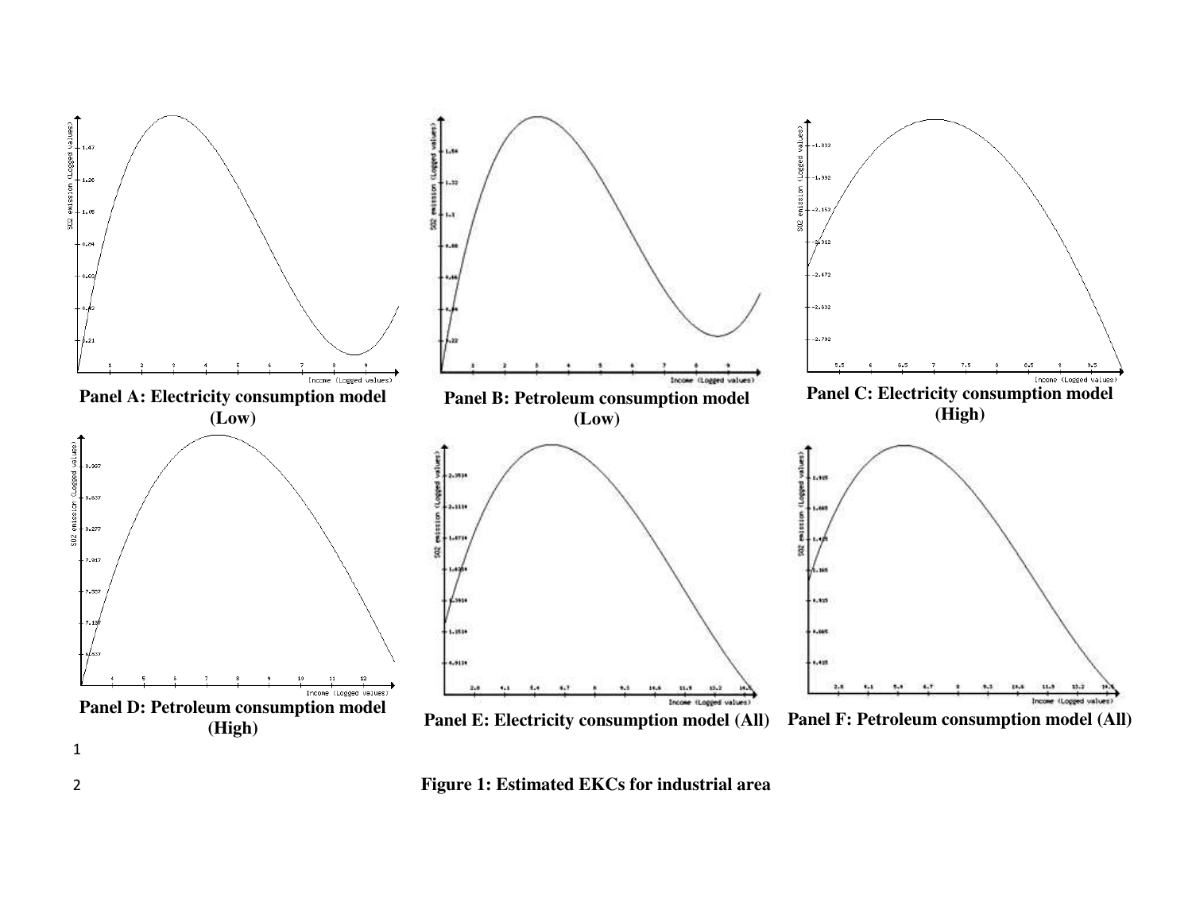**Panel A: Electricity consumption model (Low)**

**Panel B: Petroleum consumption model (Low)**

**Panel C: Electricity consumption model (High)**

**Panel D: Petroleum consumption model (High)**

**Panel E: Electricity consumption model (All)**

**Panel F: Petroleum consumption model (All)**

**Figure 1: Estimated EKCs for industrial area**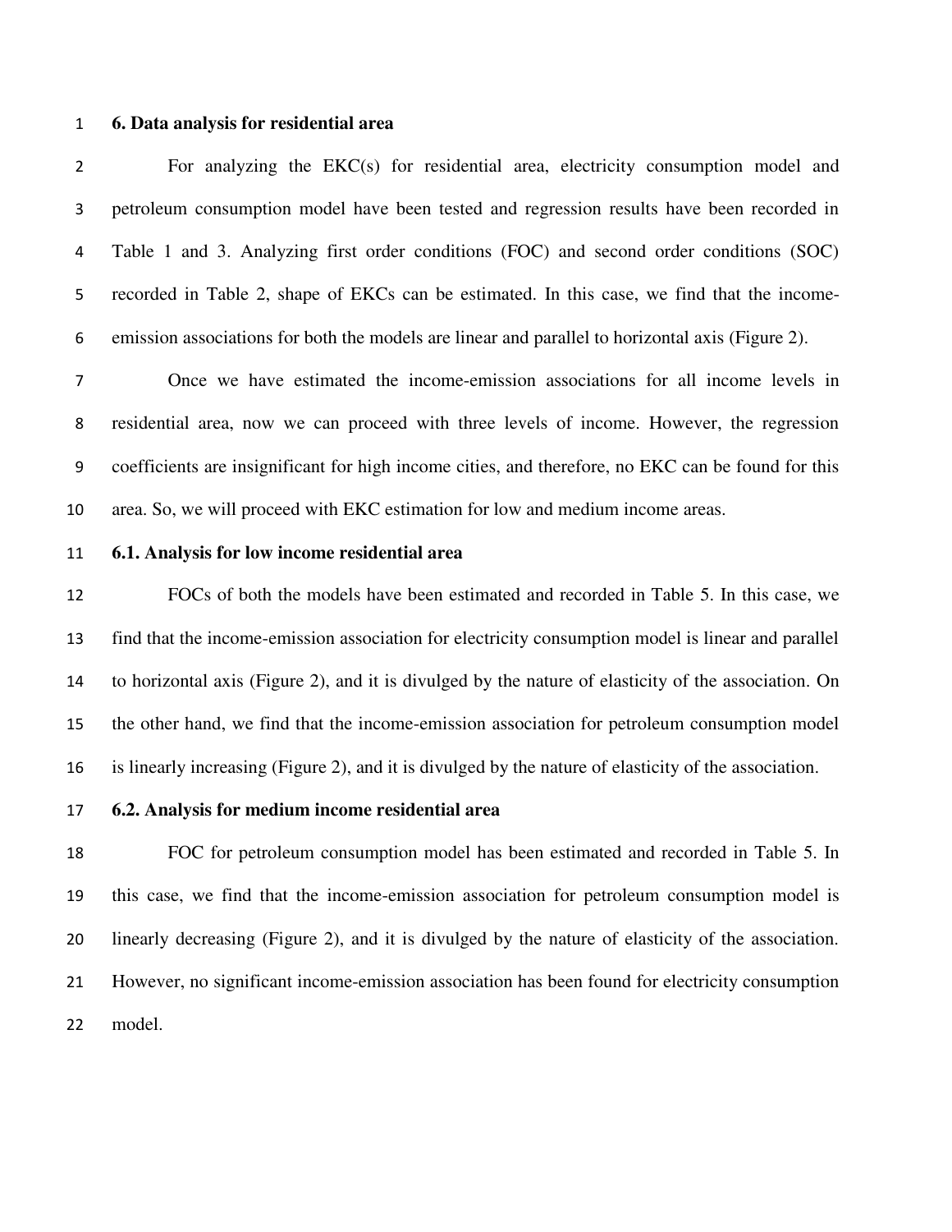## 6. Data analysis for residential area

For analyzing the EKC(s) for residential area, electricity consumption model and petroleum consumption model have been tested and regression results have been recorded in Table 1 and 3. Analyzing first order conditions (FOC) and second order conditions (SOC) recorded in Table 2, shape of EKCs can be estimated. In this case, we find that the income-emission associations for both the models are linear and parallel to horizontal axis (Figure 2).

Once we have estimated the income-emission associations for all income levels in residential area, now we can proceed with three levels of income. However, the regression coefficients are insignificant for high income cities, and therefore, no EKC can be found for this area. So, we will proceed with EKC estimation for low and medium income areas.

### 6.1. Analysis for low income residential area

FOCs of both the models have been estimated and recorded in Table 5. In this case, we find that the income-emission association for electricity consumption model is linear and parallel to horizontal axis (Figure 2), and it is divulged by the nature of elasticity of the association. On the other hand, we find that the income-emission association for petroleum consumption model is linearly increasing (Figure 2), and it is divulged by the nature of elasticity of the association.

### 6.2. Analysis for medium income residential area

FOC for petroleum consumption model has been estimated and recorded in Table 5. In this case, we find that the income-emission association for petroleum consumption model is linearly decreasing (Figure 2), and it is divulged by the nature of elasticity of the association. However, no significant income-emission association has been found for electricity consumption model.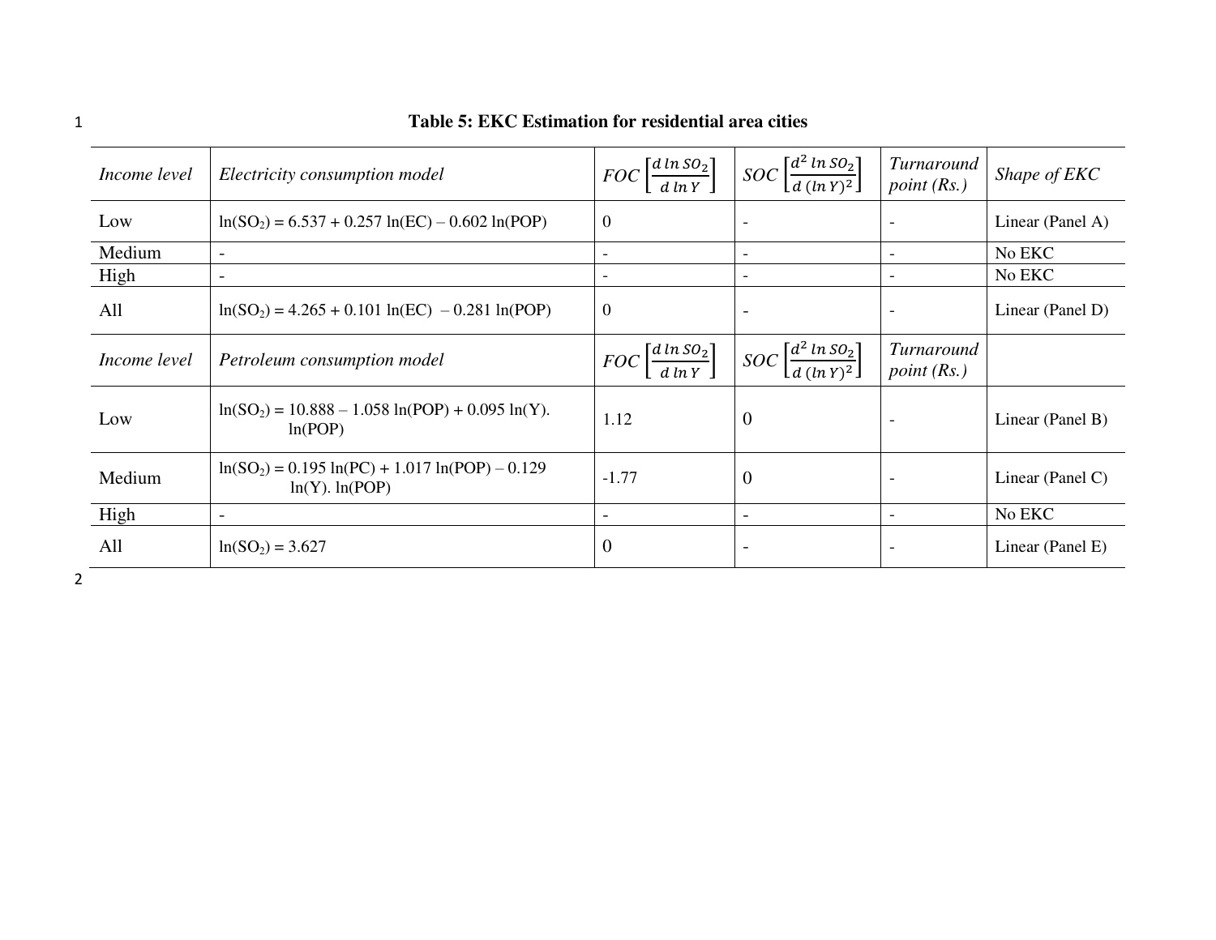**Table 5: EKC Estimation for residential area cities**

| *Income level* | *Electricity consumption model* | *FOC* $\left[\frac{d \ln SO_2}{d \ln Y}\right]$ | *SOC* $\left[\frac{d^2 \ln SO_2}{d (\ln Y)^2}\right]$ | *Turnaround point (Rs.)* | *Shape of EKC* |
|---|---|---|---|---|---|
| Low | $\ln(SO_2) = 6.537 + 0.257 \ln(EC) - 0.602 \ln(POP)$ | 0 | - | - | Linear (Panel A) |
| Medium | - | - | - | - | No EKC |
| High | - | - | - | - | No EKC |
| All | $\ln(SO_2) = 4.265 + 0.101 \ln(EC) - 0.281 \ln(POP)$ | 0 | - | - | Linear (Panel D) |
| *Income level* | *Petroleum consumption model* | *FOC* $\left[\frac{d \ln SO_2}{d \ln Y}\right]$ | *SOC* $\left[\frac{d^2 \ln SO_2}{d (\ln Y)^2}\right]$ | *Turnaround point (Rs.)* | |
| Low | $\ln(SO_2) = 10.888 - 1.058 \ln(POP) + 0.095 \ln(Y). \ln(POP)$ | 1.12 | 0 | - | Linear (Panel B) |
| Medium | $\ln(SO_2) = 0.195 \ln(PC) + 1.017 \ln(POP) - 0.129 \ln(Y). \ln(POP)$ | -1.77 | 0 | - | Linear (Panel C) |
| High | - | - | - | - | No EKC |
| All | $\ln(SO_2) = 3.627$ | 0 | - | - | Linear (Panel E) |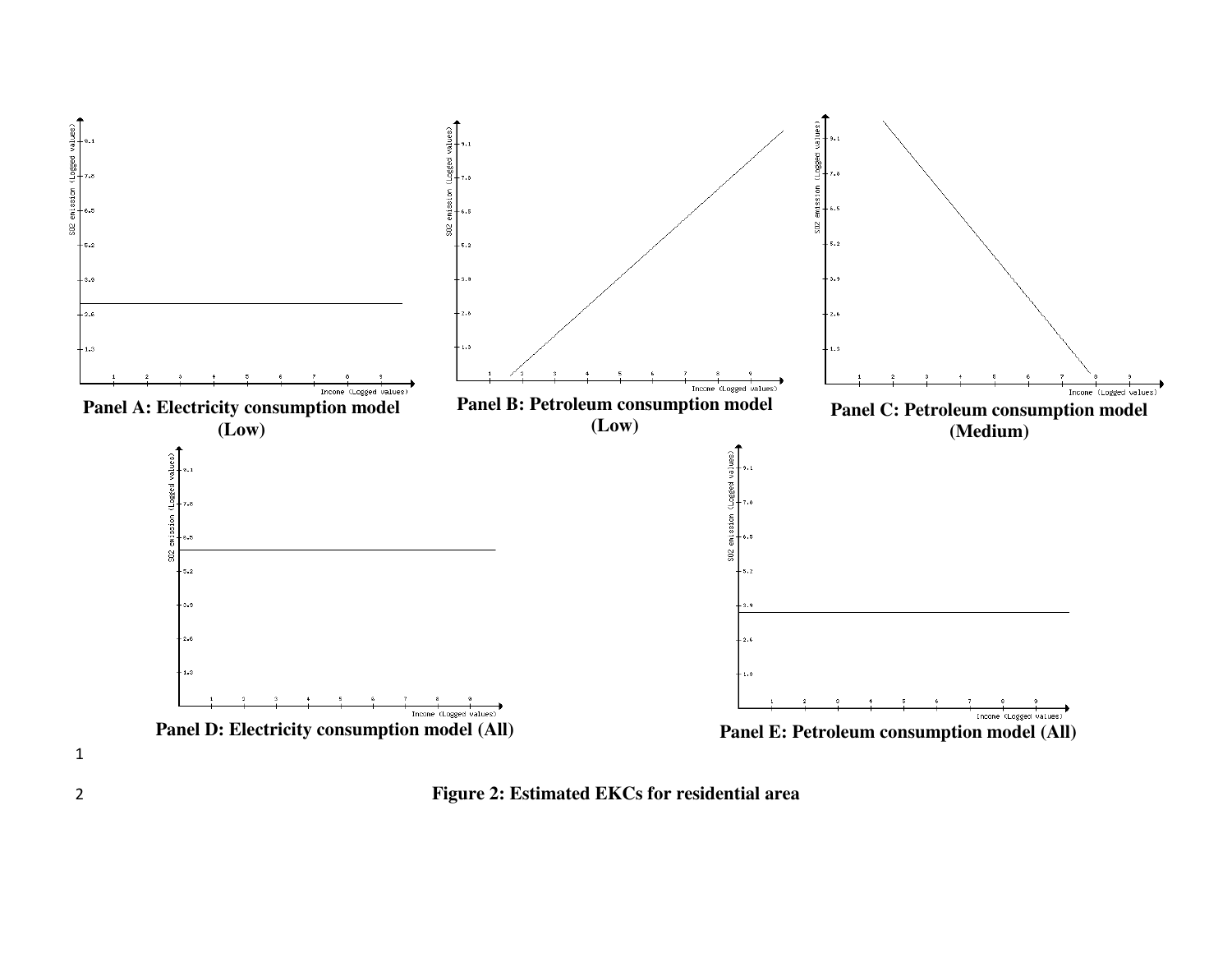Panel A: Electricity consumption model (Low)

Panel B: Petroleum consumption model (Low)

Panel C: Petroleum consumption model (Medium)

Panel D: Electricity consumption model (All)

Panel E: Petroleum consumption model (All)

**Figure 2: Estimated EKCs for residential area**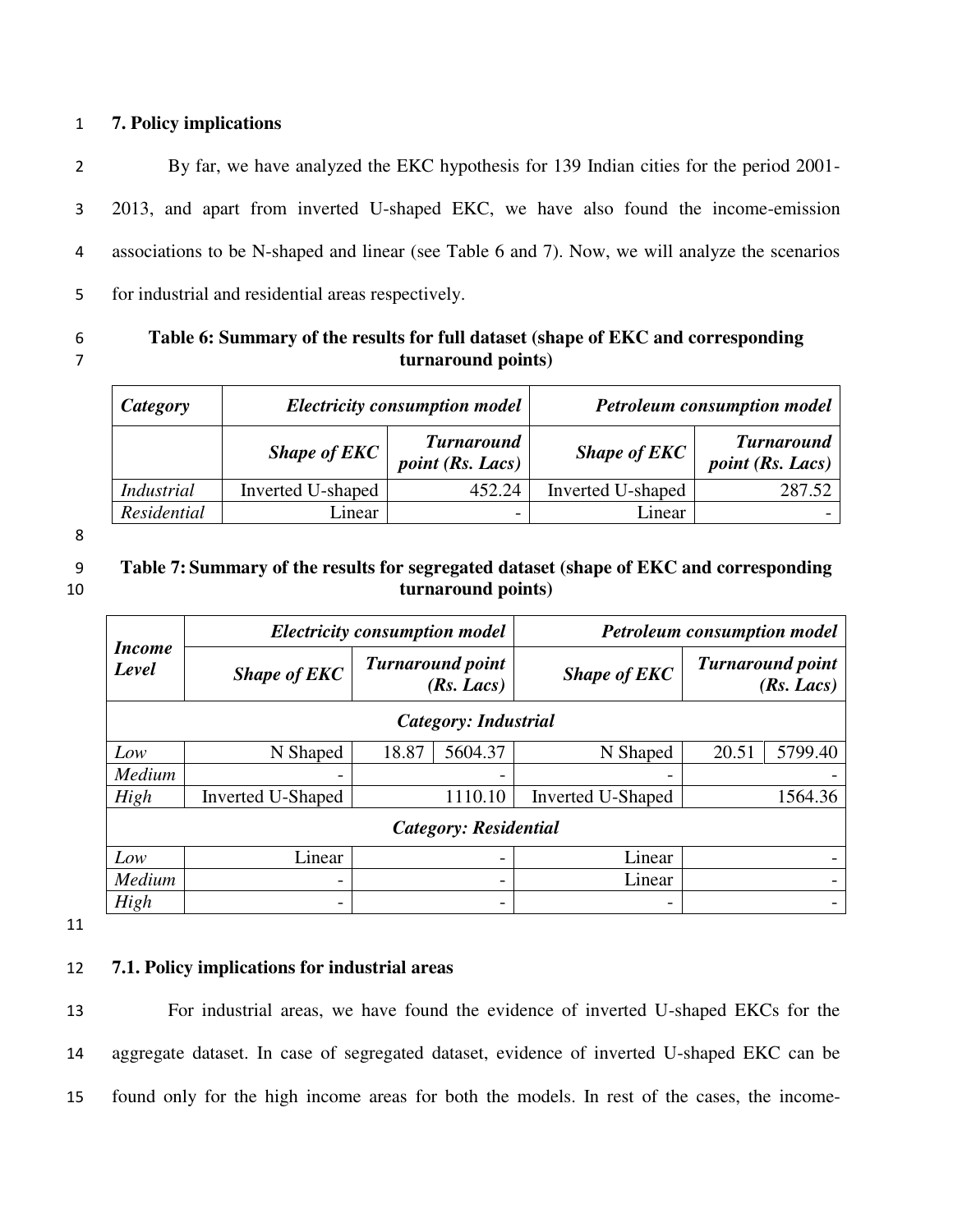## 7. Policy implications

By far, we have analyzed the EKC hypothesis for 139 Indian cities for the period 2001-2013, and apart from inverted U-shaped EKC, we have also found the income-emission associations to be N-shaped and linear (see Table 6 and 7). Now, we will analyze the scenarios for industrial and residential areas respectively.

**Table 6: Summary of the results for full dataset (shape of EKC and corresponding turnaround points)**

| *Category* | *Electricity consumption model* | | *Petroleum consumption model* | |
|---|---|---|---|---|
| | *Shape of EKC* | *Turnaround point (Rs. Lacs)* | *Shape of EKC* | *Turnaround point (Rs. Lacs)* |
| *Industrial* | Inverted U-shaped | 452.24 | Inverted U-shaped | 287.52 |
| *Residential* | Linear | - | Linear | - |

**Table 7: Summary of the results for segregated dataset (shape of EKC and corresponding turnaround points)**

| *Income Level* | *Electricity consumption model* | | | *Petroleum consumption model* | | |
|---|---|---|---|---|---|---|
| | *Shape of EKC* | *Turnaround point (Rs. Lacs)* | | *Shape of EKC* | *Turnaround point (Rs. Lacs)* | |
| *Category: Industrial* | | | | | | |
| *Low* | N Shaped | 18.87 | 5604.37 | N Shaped | 20.51 | 5799.40 |
| *Medium* | - | - | | - | - | |
| *High* | Inverted U-Shaped | 1110.10 | | Inverted U-Shaped | 1564.36 | |
| *Category: Residential* | | | | | | |
| *Low* | Linear | - | | Linear | - | |
| *Medium* | - | - | | Linear | - | |
| *High* | - | - | | - | - | |

### 7.1. Policy implications for industrial areas

For industrial areas, we have found the evidence of inverted U-shaped EKCs for the aggregate dataset. In case of segregated dataset, evidence of inverted U-shaped EKC can be found only for the high income areas for both the models. In rest of the cases, the income-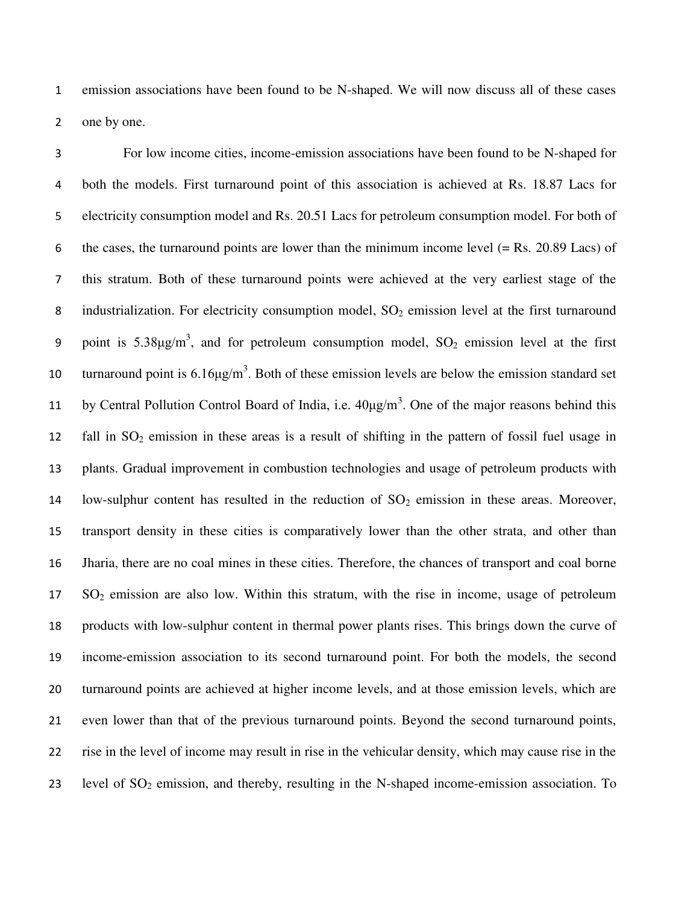emission associations have been found to be N-shaped. We will now discuss all of these cases one by one.

For low income cities, income-emission associations have been found to be N-shaped for both the models. First turnaround point of this association is achieved at Rs. 18.87 Lacs for electricity consumption model and Rs. 20.51 Lacs for petroleum consumption model. For both of the cases, the turnaround points are lower than the minimum income level (= Rs. 20.89 Lacs) of this stratum. Both of these turnaround points were achieved at the very earliest stage of the industrialization. For electricity consumption model, $SO_2$ emission level at the first turnaround point is 5.38μg/m$^3$, and for petroleum consumption model, $SO_2$ emission level at the first turnaround point is 6.16μg/m$^3$. Both of these emission levels are below the emission standard set by Central Pollution Control Board of India, i.e. 40μg/m$^3$. One of the major reasons behind this fall in $SO_2$ emission in these areas is a result of shifting in the pattern of fossil fuel usage in plants. Gradual improvement in combustion technologies and usage of petroleum products with low-sulphur content has resulted in the reduction of $SO_2$ emission in these areas. Moreover, transport density in these cities is comparatively lower than the other strata, and other than Jharia, there are no coal mines in these cities. Therefore, the chances of transport and coal borne $SO_2$ emission are also low. Within this stratum, with the rise in income, usage of petroleum products with low-sulphur content in thermal power plants rises. This brings down the curve of income-emission association to its second turnaround point. For both the models, the second turnaround points are achieved at higher income levels, and at those emission levels, which are even lower than that of the previous turnaround points. Beyond the second turnaround points, rise in the level of income may result in rise in the vehicular density, which may cause rise in the level of $SO_2$ emission, and thereby, resulting in the N-shaped income-emission association. To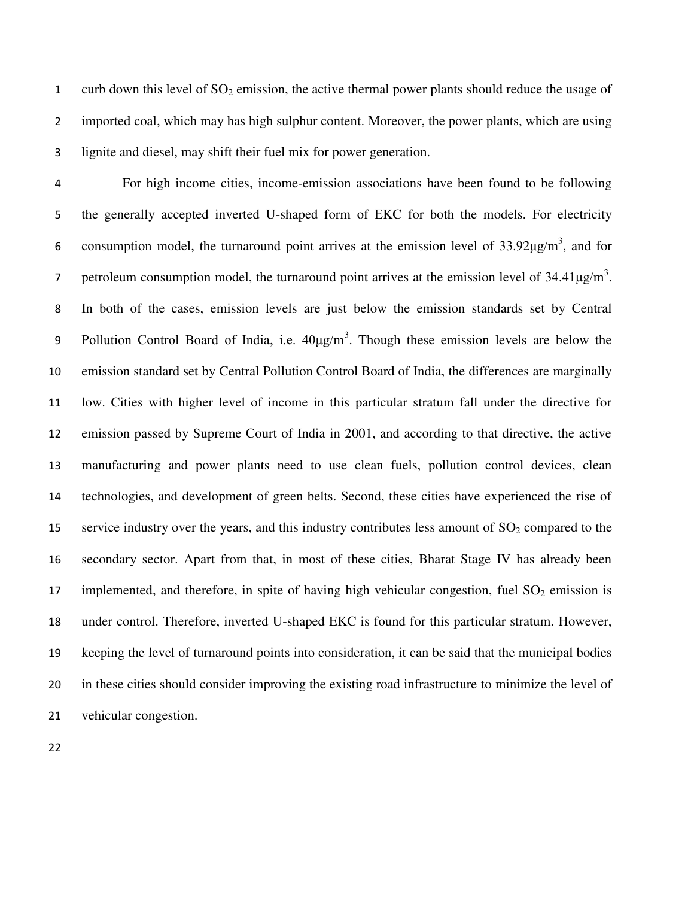curb down this level of $SO_2$ emission, the active thermal power plants should reduce the usage of imported coal, which may has high sulphur content. Moreover, the power plants, which are using lignite and diesel, may shift their fuel mix for power generation.

For high income cities, income-emission associations have been found to be following the generally accepted inverted U-shaped form of EKC for both the models. For electricity consumption model, the turnaround point arrives at the emission level of $33.92\mu g/m^3$, and for petroleum consumption model, the turnaround point arrives at the emission level of $34.41\mu g/m^3$. In both of the cases, emission levels are just below the emission standards set by Central Pollution Control Board of India, i.e. $40\mu g/m^3$. Though these emission levels are below the emission standard set by Central Pollution Control Board of India, the differences are marginally low. Cities with higher level of income in this particular stratum fall under the directive for emission passed by Supreme Court of India in 2001, and according to that directive, the active manufacturing and power plants need to use clean fuels, pollution control devices, clean technologies, and development of green belts. Second, these cities have experienced the rise of service industry over the years, and this industry contributes less amount of $SO_2$ compared to the secondary sector. Apart from that, in most of these cities, Bharat Stage IV has already been implemented, and therefore, in spite of having high vehicular congestion, fuel $SO_2$ emission is under control. Therefore, inverted U-shaped EKC is found for this particular stratum. However, keeping the level of turnaround points into consideration, it can be said that the municipal bodies in these cities should consider improving the existing road infrastructure to minimize the level of vehicular congestion.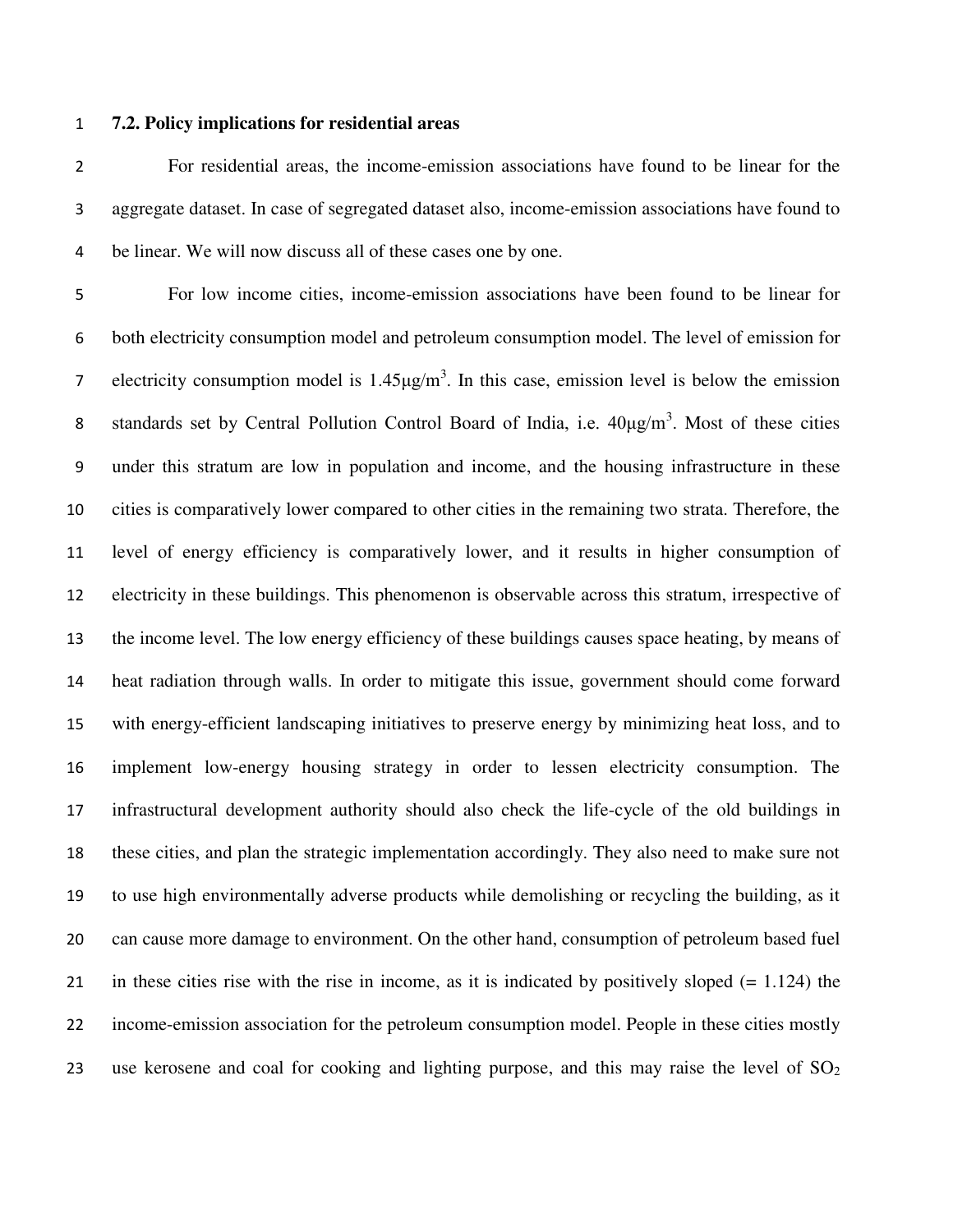### 7.2. Policy implications for residential areas

For residential areas, the income-emission associations have found to be linear for the aggregate dataset. In case of segregated dataset also, income-emission associations have found to be linear. We will now discuss all of these cases one by one.

For low income cities, income-emission associations have been found to be linear for both electricity consumption model and petroleum consumption model. The level of emission for electricity consumption model is 1.45μg/m$^3$. In this case, emission level is below the emission standards set by Central Pollution Control Board of India, i.e. 40μg/m$^3$. Most of these cities under this stratum are low in population and income, and the housing infrastructure in these cities is comparatively lower compared to other cities in the remaining two strata. Therefore, the level of energy efficiency is comparatively lower, and it results in higher consumption of electricity in these buildings. This phenomenon is observable across this stratum, irrespective of the income level. The low energy efficiency of these buildings causes space heating, by means of heat radiation through walls. In order to mitigate this issue, government should come forward with energy-efficient landscaping initiatives to preserve energy by minimizing heat loss, and to implement low-energy housing strategy in order to lessen electricity consumption. The infrastructural development authority should also check the life-cycle of the old buildings in these cities, and plan the strategic implementation accordingly. They also need to make sure not to use high environmentally adverse products while demolishing or recycling the building, as it can cause more damage to environment. On the other hand, consumption of petroleum based fuel in these cities rise with the rise in income, as it is indicated by positively sloped (= 1.124) the income-emission association for the petroleum consumption model. People in these cities mostly use kerosene and coal for cooking and lighting purpose, and this may raise the level of $SO_2$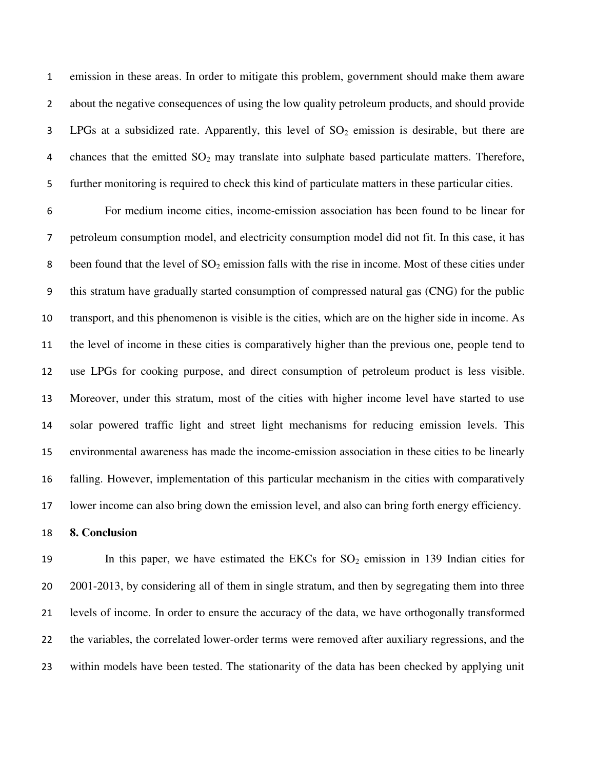emission in these areas. In order to mitigate this problem, government should make them aware about the negative consequences of using the low quality petroleum products, and should provide LPGs at a subsidized rate. Apparently, this level of $SO_2$ emission is desirable, but there are chances that the emitted $SO_2$ may translate into sulphate based particulate matters. Therefore, further monitoring is required to check this kind of particulate matters in these particular cities.

For medium income cities, income-emission association has been found to be linear for petroleum consumption model, and electricity consumption model did not fit. In this case, it has been found that the level of $SO_2$ emission falls with the rise in income. Most of these cities under this stratum have gradually started consumption of compressed natural gas (CNG) for the public transport, and this phenomenon is visible is the cities, which are on the higher side in income. As the level of income in these cities is comparatively higher than the previous one, people tend to use LPGs for cooking purpose, and direct consumption of petroleum product is less visible. Moreover, under this stratum, most of the cities with higher income level have started to use solar powered traffic light and street light mechanisms for reducing emission levels. This environmental awareness has made the income-emission association in these cities to be linearly falling. However, implementation of this particular mechanism in the cities with comparatively lower income can also bring down the emission level, and also can bring forth energy efficiency.

## 8. Conclusion

In this paper, we have estimated the EKCs for $SO_2$ emission in 139 Indian cities for 2001-2013, by considering all of them in single stratum, and then by segregating them into three levels of income. In order to ensure the accuracy of the data, we have orthogonally transformed the variables, the correlated lower-order terms were removed after auxiliary regressions, and the within models have been tested. The stationarity of the data has been checked by applying unit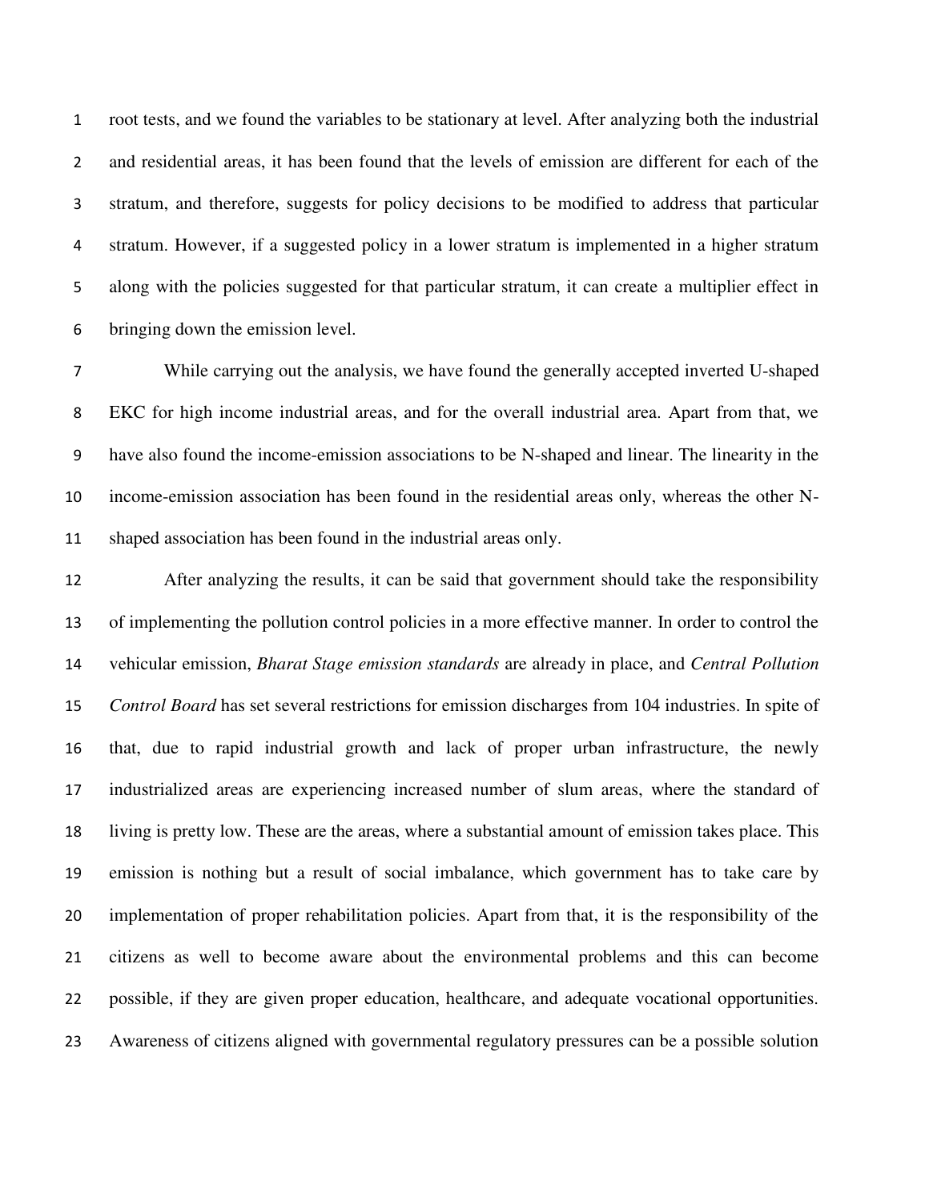root tests, and we found the variables to be stationary at level. After analyzing both the industrial and residential areas, it has been found that the levels of emission are different for each of the stratum, and therefore, suggests for policy decisions to be modified to address that particular stratum. However, if a suggested policy in a lower stratum is implemented in a higher stratum along with the policies suggested for that particular stratum, it can create a multiplier effect in bringing down the emission level.

While carrying out the analysis, we have found the generally accepted inverted U-shaped EKC for high income industrial areas, and for the overall industrial area. Apart from that, we have also found the income-emission associations to be N-shaped and linear. The linearity in the income-emission association has been found in the residential areas only, whereas the other N-shaped association has been found in the industrial areas only.

After analyzing the results, it can be said that government should take the responsibility of implementing the pollution control policies in a more effective manner. In order to control the vehicular emission, *Bharat Stage emission standards* are already in place, and *Central Pollution Control Board* has set several restrictions for emission discharges from 104 industries. In spite of that, due to rapid industrial growth and lack of proper urban infrastructure, the newly industrialized areas are experiencing increased number of slum areas, where the standard of living is pretty low. These are the areas, where a substantial amount of emission takes place. This emission is nothing but a result of social imbalance, which government has to take care by implementation of proper rehabilitation policies. Apart from that, it is the responsibility of the citizens as well to become aware about the environmental problems and this can become possible, if they are given proper education, healthcare, and adequate vocational opportunities. Awareness of citizens aligned with governmental regulatory pressures can be a possible solution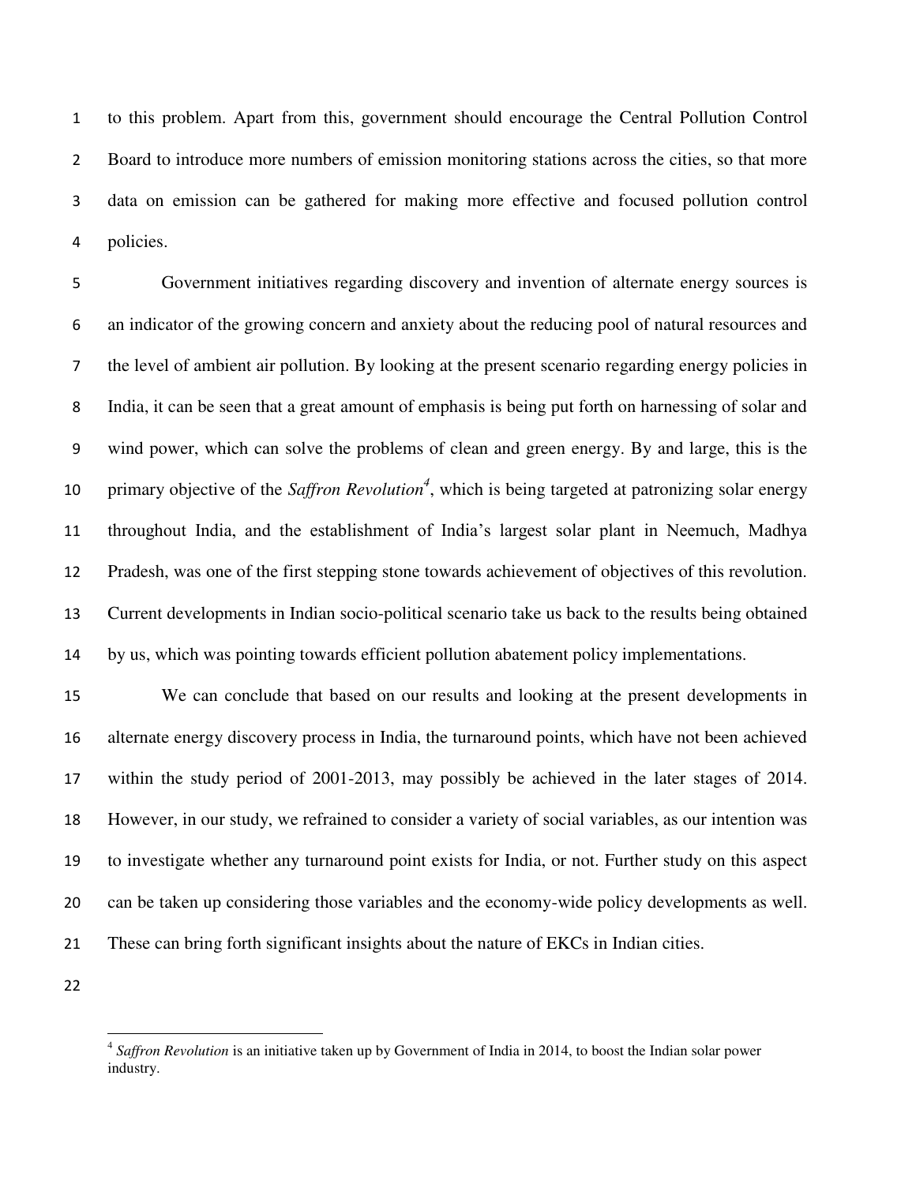to this problem. Apart from this, government should encourage the Central Pollution Control Board to introduce more numbers of emission monitoring stations across the cities, so that more data on emission can be gathered for making more effective and focused pollution control policies.

Government initiatives regarding discovery and invention of alternate energy sources is an indicator of the growing concern and anxiety about the reducing pool of natural resources and the level of ambient air pollution. By looking at the present scenario regarding energy policies in India, it can be seen that a great amount of emphasis is being put forth on harnessing of solar and wind power, which can solve the problems of clean and green energy. By and large, this is the primary objective of the *Saffron Revolution*[4], which is being targeted at patronizing solar energy throughout India, and the establishment of India's largest solar plant in Neemuch, Madhya Pradesh, was one of the first stepping stone towards achievement of objectives of this revolution. Current developments in Indian socio-political scenario take us back to the results being obtained by us, which was pointing towards efficient pollution abatement policy implementations.

We can conclude that based on our results and looking at the present developments in alternate energy discovery process in India, the turnaround points, which have not been achieved within the study period of 2001-2013, may possibly be achieved in the later stages of 2014. However, in our study, we refrained to consider a variety of social variables, as our intention was to investigate whether any turnaround point exists for India, or not. Further study on this aspect can be taken up considering those variables and the economy-wide policy developments as well. These can bring forth significant insights about the nature of EKCs in Indian cities.

[4] *Saffron Revolution* is an initiative taken up by Government of India in 2014, to boost the Indian solar power industry.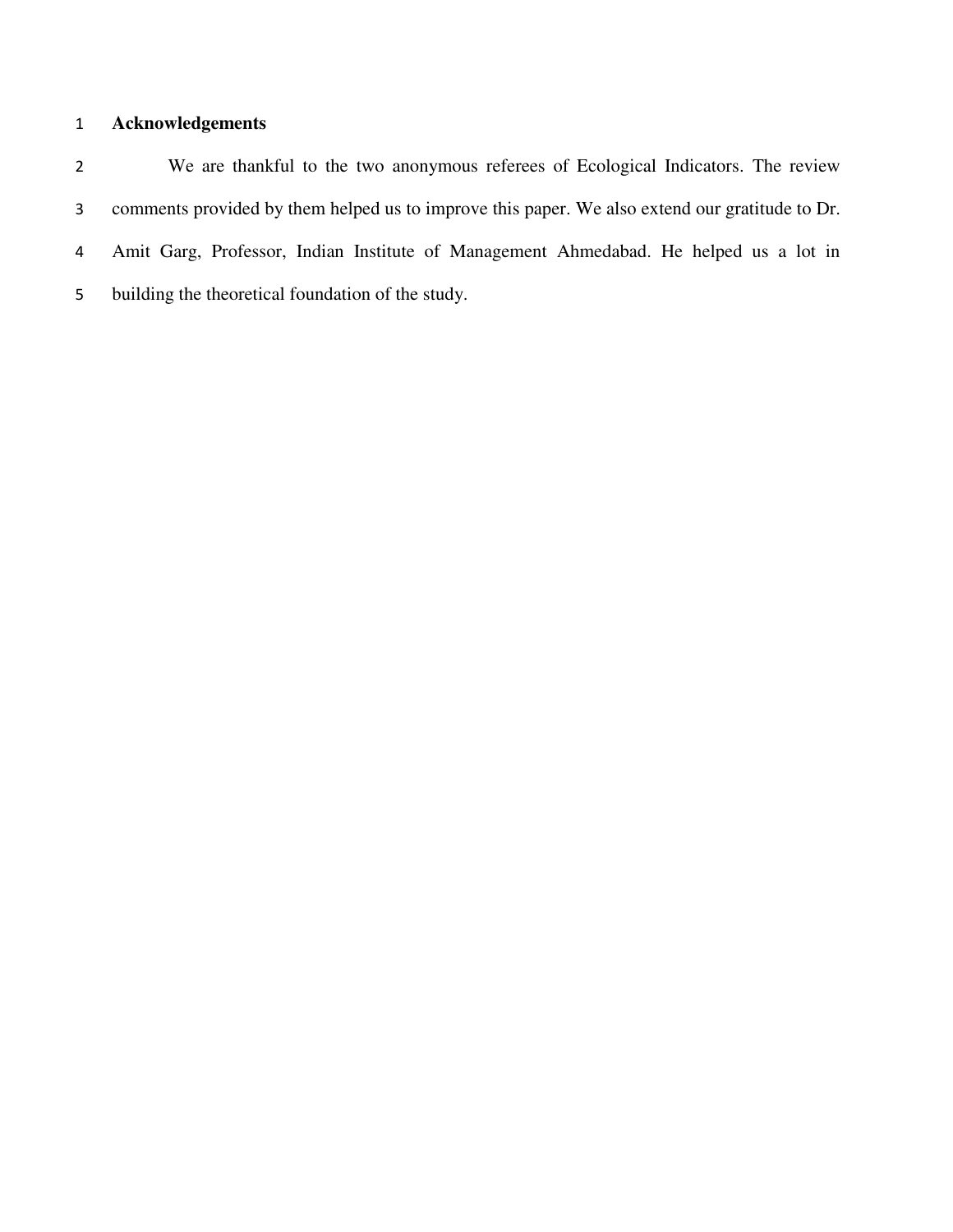## Acknowledgements

We are thankful to the two anonymous referees of Ecological Indicators. The review comments provided by them helped us to improve this paper. We also extend our gratitude to Dr. Amit Garg, Professor, Indian Institute of Management Ahmedabad. He helped us a lot in building the theoretical foundation of the study.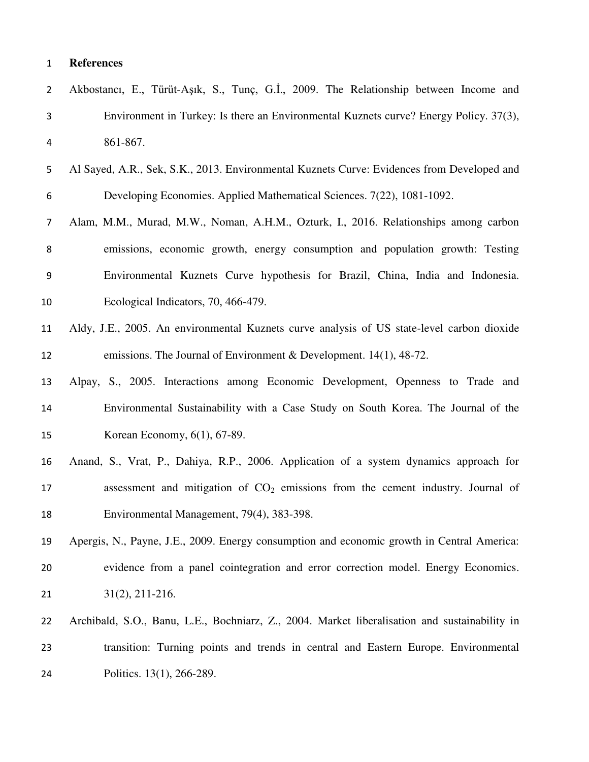# References

Akbostancı, E., Türüt-Aşık, S., Tunç, G.İ., 2009. The Relationship between Income and Environment in Turkey: Is there an Environmental Kuznets curve? Energy Policy. 37(3), 861-867.

Al Sayed, A.R., Sek, S.K., 2013. Environmental Kuznets Curve: Evidences from Developed and Developing Economies. Applied Mathematical Sciences. 7(22), 1081-1092.

Alam, M.M., Murad, M.W., Noman, A.H.M., Ozturk, I., 2016. Relationships among carbon emissions, economic growth, energy consumption and population growth: Testing Environmental Kuznets Curve hypothesis for Brazil, China, India and Indonesia. Ecological Indicators, 70, 466-479.

Aldy, J.E., 2005. An environmental Kuznets curve analysis of US state-level carbon dioxide emissions. The Journal of Environment & Development. 14(1), 48-72.

Alpay, S., 2005. Interactions among Economic Development, Openness to Trade and Environmental Sustainability with a Case Study on South Korea. The Journal of the Korean Economy, 6(1), 67-89.

Anand, S., Vrat, P., Dahiya, R.P., 2006. Application of a system dynamics approach for assessment and mitigation of $CO_2$ emissions from the cement industry. Journal of Environmental Management, 79(4), 383-398.

Apergis, N., Payne, J.E., 2009. Energy consumption and economic growth in Central America: evidence from a panel cointegration and error correction model. Energy Economics. 31(2), 211-216.

Archibald, S.O., Banu, L.E., Bochniarz, Z., 2004. Market liberalisation and sustainability in transition: Turning points and trends in central and Eastern Europe. Environmental Politics. 13(1), 266-289.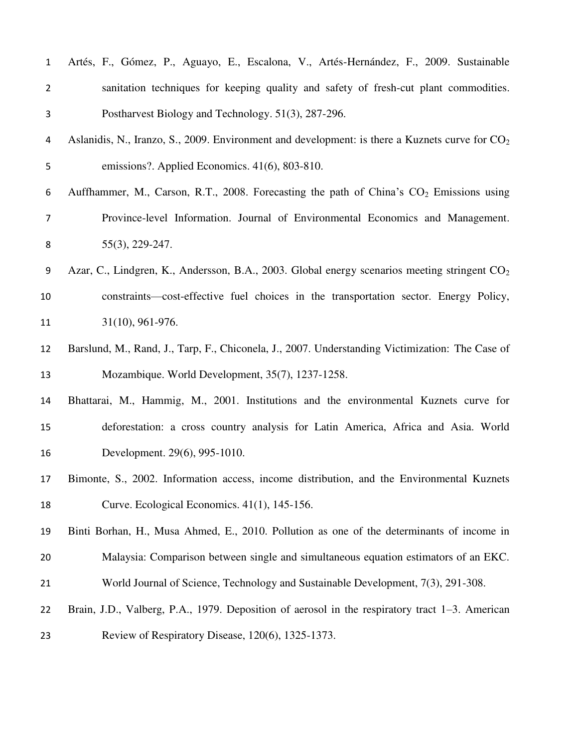Artés, F., Gómez, P., Aguayo, E., Escalona, V., Artés-Hernández, F., 2009. Sustainable sanitation techniques for keeping quality and safety of fresh-cut plant commodities. Postharvest Biology and Technology. 51(3), 287-296.

Aslanidis, N., Iranzo, S., 2009. Environment and development: is there a Kuznets curve for $CO_2$ emissions?. Applied Economics. 41(6), 803-810.

Auffhammer, M., Carson, R.T., 2008. Forecasting the path of China's $CO_2$ Emissions using Province-level Information. Journal of Environmental Economics and Management. 55(3), 229-247.

Azar, C., Lindgren, K., Andersson, B.A., 2003. Global energy scenarios meeting stringent $CO_2$ constraints—cost-effective fuel choices in the transportation sector. Energy Policy, 31(10), 961-976.

Barslund, M., Rand, J., Tarp, F., Chiconela, J., 2007. Understanding Victimization: The Case of Mozambique. World Development, 35(7), 1237-1258.

Bhattarai, M., Hammig, M., 2001. Institutions and the environmental Kuznets curve for deforestation: a cross country analysis for Latin America, Africa and Asia. World Development. 29(6), 995-1010.

Bimonte, S., 2002. Information access, income distribution, and the Environmental Kuznets Curve. Ecological Economics. 41(1), 145-156.

Binti Borhan, H., Musa Ahmed, E., 2010. Pollution as one of the determinants of income in Malaysia: Comparison between single and simultaneous equation estimators of an EKC. World Journal of Science, Technology and Sustainable Development, 7(3), 291-308.

Brain, J.D., Valberg, P.A., 1979. Deposition of aerosol in the respiratory tract 1–3. American Review of Respiratory Disease, 120(6), 1325-1373.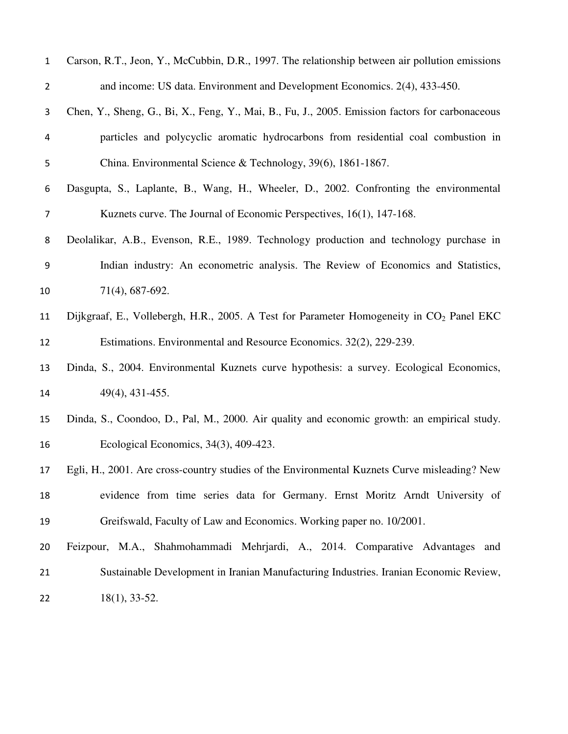Carson, R.T., Jeon, Y., McCubbin, D.R., 1997. The relationship between air pollution emissions and income: US data. Environment and Development Economics. 2(4), 433-450.

Chen, Y., Sheng, G., Bi, X., Feng, Y., Mai, B., Fu, J., 2005. Emission factors for carbonaceous particles and polycyclic aromatic hydrocarbons from residential coal combustion in China. Environmental Science & Technology, 39(6), 1861-1867.

Dasgupta, S., Laplante, B., Wang, H., Wheeler, D., 2002. Confronting the environmental Kuznets curve. The Journal of Economic Perspectives, 16(1), 147-168.

Deolalikar, A.B., Evenson, R.E., 1989. Technology production and technology purchase in Indian industry: An econometric analysis. The Review of Economics and Statistics, 71(4), 687-692.

Dijkgraaf, E., Vollebergh, H.R., 2005. A Test for Parameter Homogeneity in $CO_2$ Panel EKC Estimations. Environmental and Resource Economics. 32(2), 229-239.

Dinda, S., 2004. Environmental Kuznets curve hypothesis: a survey. Ecological Economics, 49(4), 431-455.

Dinda, S., Coondoo, D., Pal, M., 2000. Air quality and economic growth: an empirical study. Ecological Economics, 34(3), 409-423.

Egli, H., 2001. Are cross-country studies of the Environmental Kuznets Curve misleading? New evidence from time series data for Germany. Ernst Moritz Arndt University of Greifswald, Faculty of Law and Economics. Working paper no. 10/2001.

Feizpour, M.A., Shahmohammadi Mehrjardi, A., 2014. Comparative Advantages and Sustainable Development in Iranian Manufacturing Industries. Iranian Economic Review, 18(1), 33-52.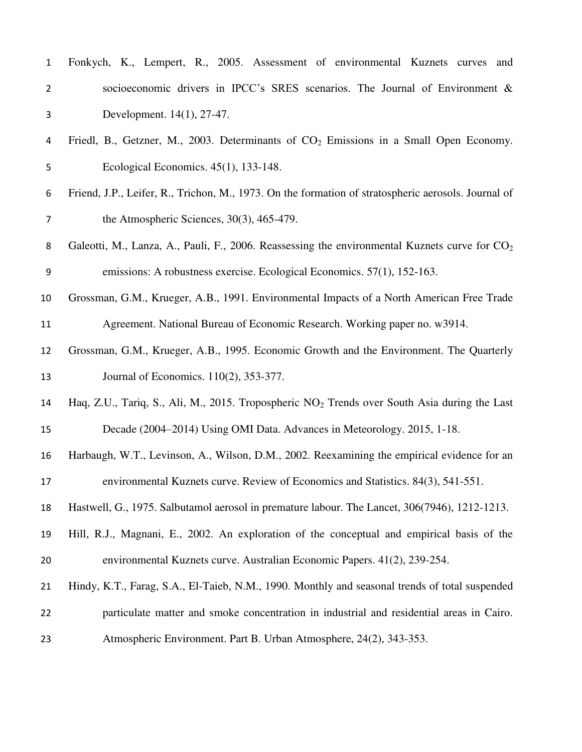Fonkych, K., Lempert, R., 2005. Assessment of environmental Kuznets curves and socioeconomic drivers in IPCC's SRES scenarios. The Journal of Environment & Development. 14(1), 27-47.

Friedl, B., Getzner, M., 2003. Determinants of $CO_2$ Emissions in a Small Open Economy. Ecological Economics. 45(1), 133-148.

Friend, J.P., Leifer, R., Trichon, M., 1973. On the formation of stratospheric aerosols. Journal of the Atmospheric Sciences, 30(3), 465-479.

Galeotti, M., Lanza, A., Pauli, F., 2006. Reassessing the environmental Kuznets curve for $CO_2$ emissions: A robustness exercise. Ecological Economics. 57(1), 152-163.

Grossman, G.M., Krueger, A.B., 1991. Environmental Impacts of a North American Free Trade Agreement. National Bureau of Economic Research. Working paper no. w3914.

Grossman, G.M., Krueger, A.B., 1995. Economic Growth and the Environment. The Quarterly Journal of Economics. 110(2), 353-377.

Haq, Z.U., Tariq, S., Ali, M., 2015. Tropospheric $NO_2$ Trends over South Asia during the Last Decade (2004–2014) Using OMI Data. Advances in Meteorology. 2015, 1-18.

Harbaugh, W.T., Levinson, A., Wilson, D.M., 2002. Reexamining the empirical evidence for an environmental Kuznets curve. Review of Economics and Statistics. 84(3), 541-551.

Hastwell, G., 1975. Salbutamol aerosol in premature labour. The Lancet, 306(7946), 1212-1213.

Hill, R.J., Magnani, E., 2002. An exploration of the conceptual and empirical basis of the environmental Kuznets curve. Australian Economic Papers. 41(2), 239-254.

Hindy, K.T., Farag, S.A., El-Taieb, N.M., 1990. Monthly and seasonal trends of total suspended particulate matter and smoke concentration in industrial and residential areas in Cairo. Atmospheric Environment. Part B. Urban Atmosphere, 24(2), 343-353.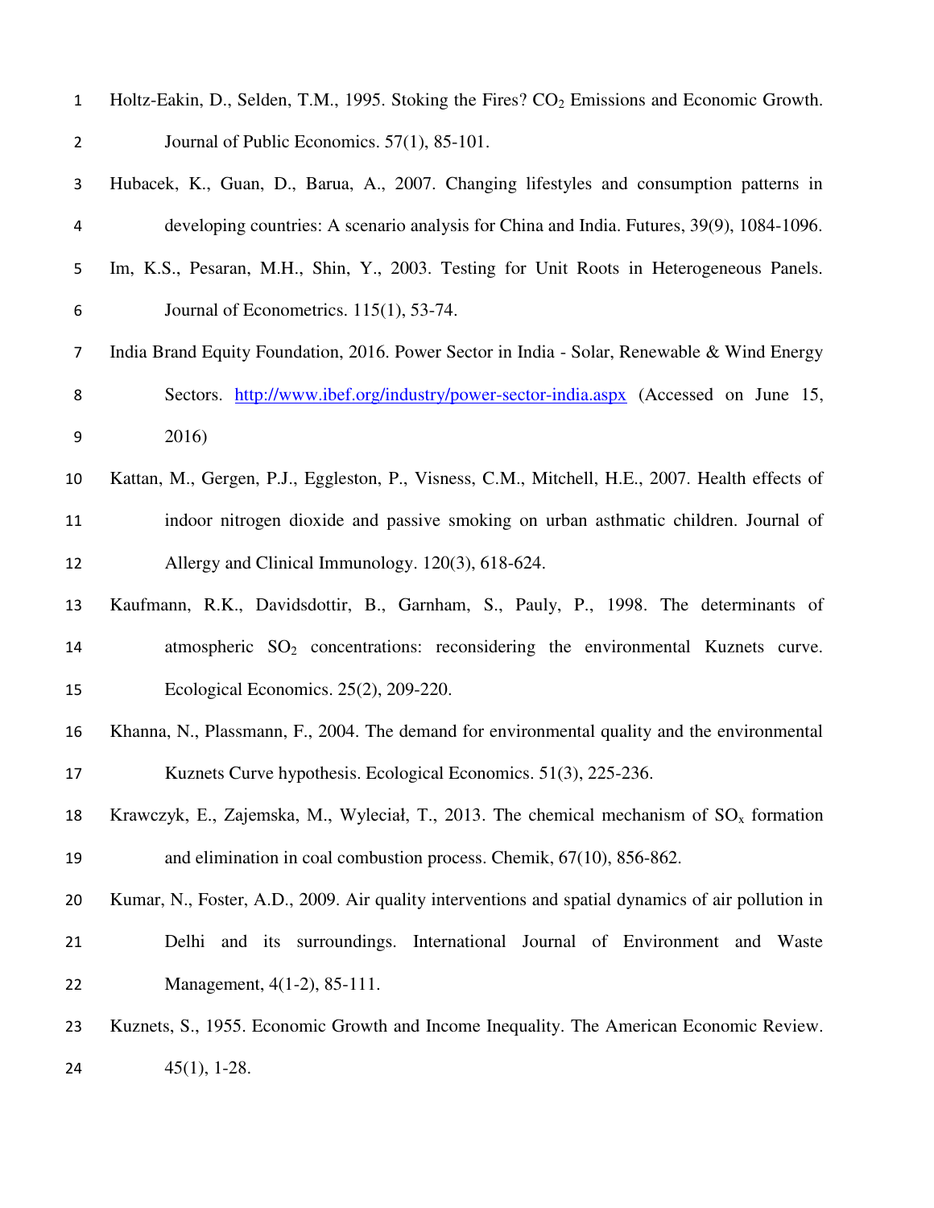Holtz-Eakin, D., Selden, T.M., 1995. Stoking the Fires? $CO_2$ Emissions and Economic Growth. Journal of Public Economics. 57(1), 85-101.

Hubacek, K., Guan, D., Barua, A., 2007. Changing lifestyles and consumption patterns in developing countries: A scenario analysis for China and India. Futures, 39(9), 1084-1096.

Im, K.S., Pesaran, M.H., Shin, Y., 2003. Testing for Unit Roots in Heterogeneous Panels. Journal of Econometrics. 115(1), 53-74.

India Brand Equity Foundation, 2016. Power Sector in India - Solar, Renewable & Wind Energy Sectors. http://www.ibef.org/industry/power-sector-india.aspx (Accessed on June 15, 2016)

Kattan, M., Gergen, P.J., Eggleston, P., Visness, C.M., Mitchell, H.E., 2007. Health effects of indoor nitrogen dioxide and passive smoking on urban asthmatic children. Journal of Allergy and Clinical Immunology. 120(3), 618-624.

Kaufmann, R.K., Davidsdottir, B., Garnham, S., Pauly, P., 1998. The determinants of atmospheric $SO_2$ concentrations: reconsidering the environmental Kuznets curve. Ecological Economics. 25(2), 209-220.

Khanna, N., Plassmann, F., 2004. The demand for environmental quality and the environmental Kuznets Curve hypothesis. Ecological Economics. 51(3), 225-236.

Krawczyk, E., Zajemska, M., Wyleciał, T., 2013. The chemical mechanism of $SO_x$ formation and elimination in coal combustion process. Chemik, 67(10), 856-862.

Kumar, N., Foster, A.D., 2009. Air quality interventions and spatial dynamics of air pollution in Delhi and its surroundings. International Journal of Environment and Waste Management, 4(1-2), 85-111.

Kuznets, S., 1955. Economic Growth and Income Inequality. The American Economic Review. 45(1), 1-28.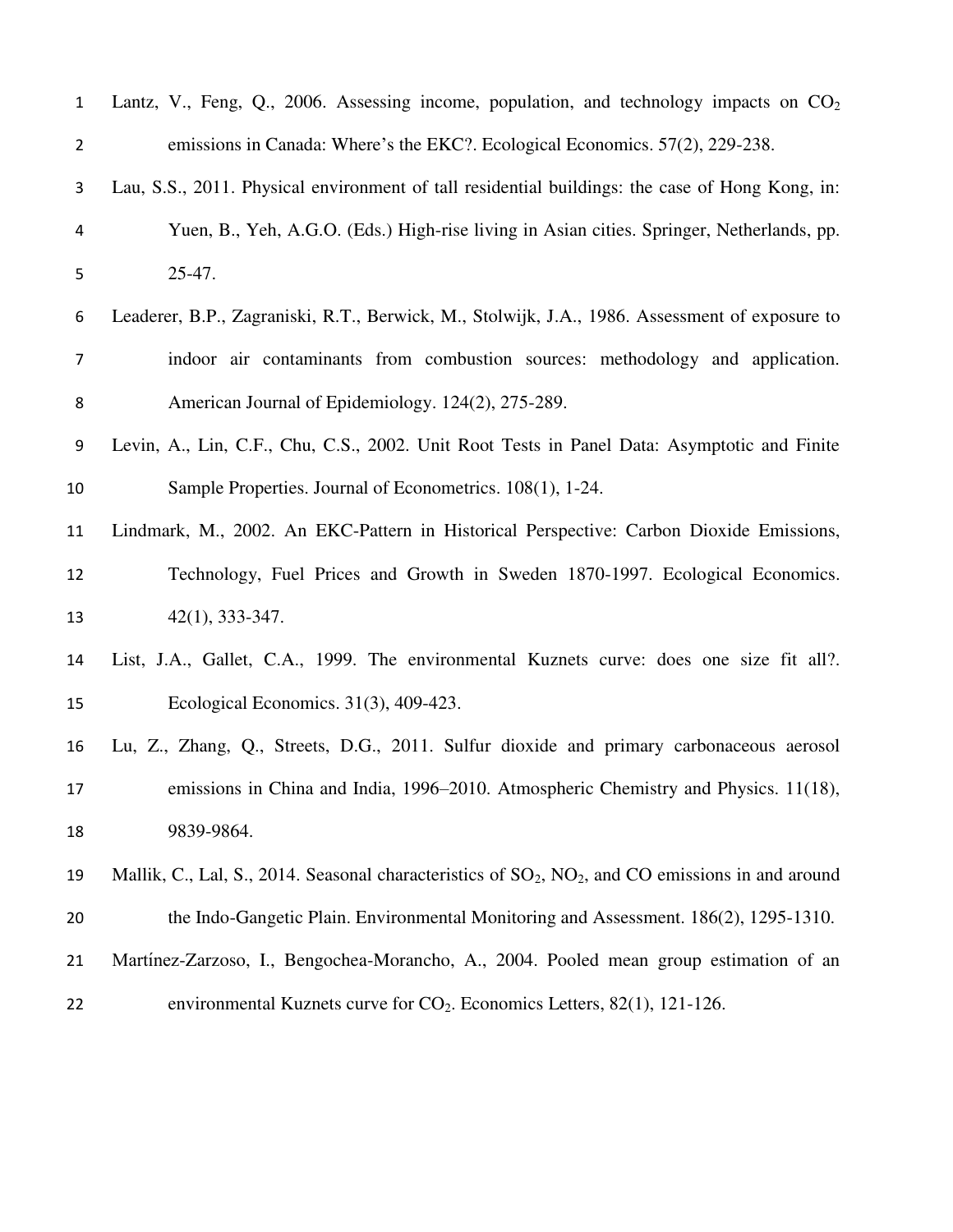Lantz, V., Feng, Q., 2006. Assessing income, population, and technology impacts on $CO_2$ emissions in Canada: Where's the EKC?. Ecological Economics. 57(2), 229-238.

Lau, S.S., 2011. Physical environment of tall residential buildings: the case of Hong Kong, in: Yuen, B., Yeh, A.G.O. (Eds.) High-rise living in Asian cities. Springer, Netherlands, pp. 25-47.

Leaderer, B.P., Zagraniski, R.T., Berwick, M., Stolwijk, J.A., 1986. Assessment of exposure to indoor air contaminants from combustion sources: methodology and application. American Journal of Epidemiology. 124(2), 275-289.

Levin, A., Lin, C.F., Chu, C.S., 2002. Unit Root Tests in Panel Data: Asymptotic and Finite Sample Properties. Journal of Econometrics. 108(1), 1-24.

Lindmark, M., 2002. An EKC-Pattern in Historical Perspective: Carbon Dioxide Emissions, Technology, Fuel Prices and Growth in Sweden 1870-1997. Ecological Economics. 42(1), 333-347.

List, J.A., Gallet, C.A., 1999. The environmental Kuznets curve: does one size fit all?. Ecological Economics. 31(3), 409-423.

Lu, Z., Zhang, Q., Streets, D.G., 2011. Sulfur dioxide and primary carbonaceous aerosol emissions in China and India, 1996–2010. Atmospheric Chemistry and Physics. 11(18), 9839-9864.

Mallik, C., Lal, S., 2014. Seasonal characteristics of $SO_2$, $NO_2$, and CO emissions in and around the Indo-Gangetic Plain. Environmental Monitoring and Assessment. 186(2), 1295-1310.

Martínez-Zarzoso, I., Bengochea-Morancho, A., 2004. Pooled mean group estimation of an environmental Kuznets curve for $CO_2$. Economics Letters, 82(1), 121-126.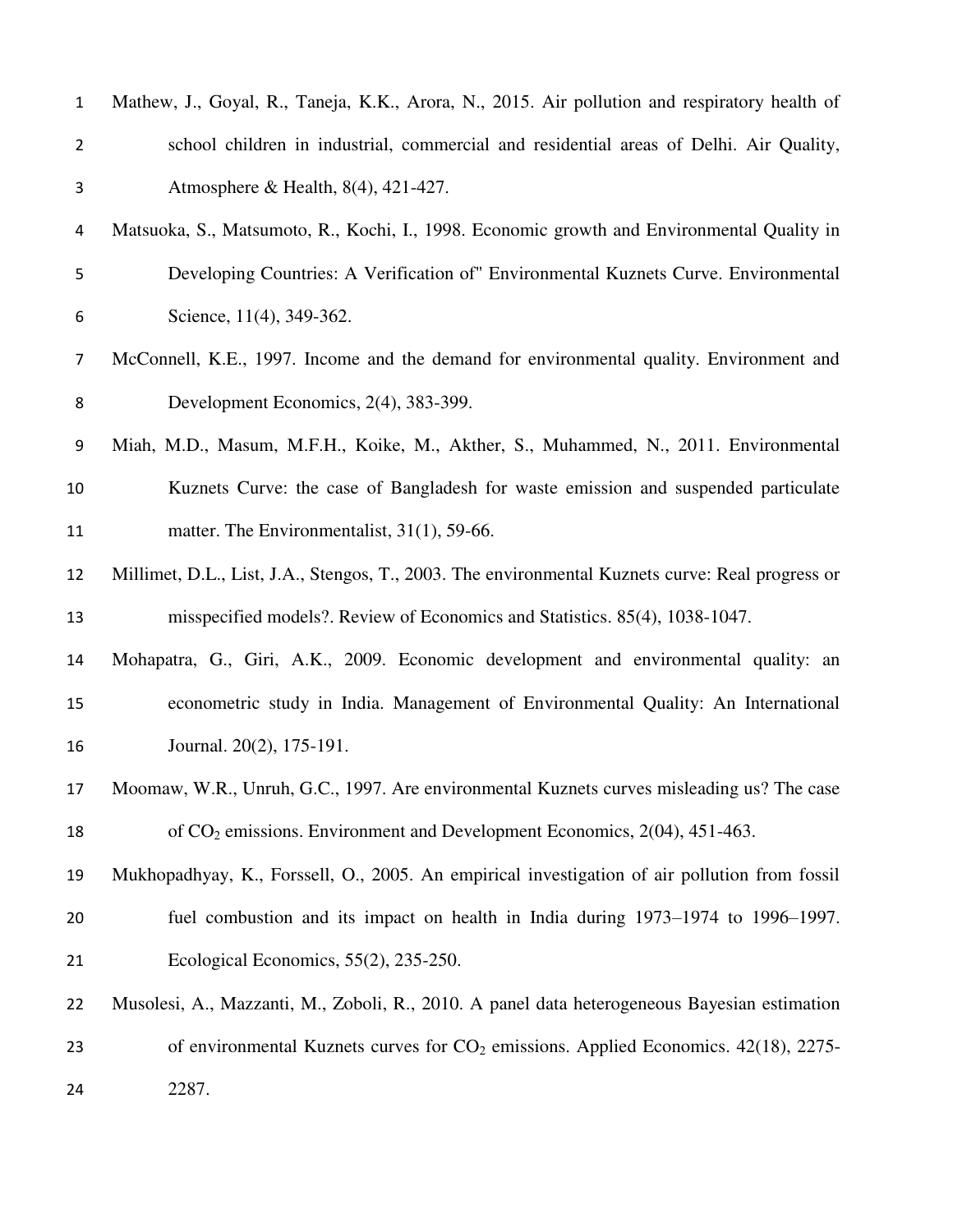Mathew, J., Goyal, R., Taneja, K.K., Arora, N., 2015. Air pollution and respiratory health of school children in industrial, commercial and residential areas of Delhi. Air Quality, Atmosphere & Health, 8(4), 421-427.

Matsuoka, S., Matsumoto, R., Kochi, I., 1998. Economic growth and Environmental Quality in Developing Countries: A Verification of" Environmental Kuznets Curve. Environmental Science, 11(4), 349-362.

McConnell, K.E., 1997. Income and the demand for environmental quality. Environment and Development Economics, 2(4), 383-399.

Miah, M.D., Masum, M.F.H., Koike, M., Akther, S., Muhammed, N., 2011. Environmental Kuznets Curve: the case of Bangladesh for waste emission and suspended particulate matter. The Environmentalist, 31(1), 59-66.

Millimet, D.L., List, J.A., Stengos, T., 2003. The environmental Kuznets curve: Real progress or misspecified models?. Review of Economics and Statistics. 85(4), 1038-1047.

Mohapatra, G., Giri, A.K., 2009. Economic development and environmental quality: an econometric study in India. Management of Environmental Quality: An International Journal. 20(2), 175-191.

Moomaw, W.R., Unruh, G.C., 1997. Are environmental Kuznets curves misleading us? The case of $CO_2$ emissions. Environment and Development Economics, 2(04), 451-463.

Mukhopadhyay, K., Forssell, O., 2005. An empirical investigation of air pollution from fossil fuel combustion and its impact on health in India during 1973–1974 to 1996–1997. Ecological Economics, 55(2), 235-250.

Musolesi, A., Mazzanti, M., Zoboli, R., 2010. A panel data heterogeneous Bayesian estimation of environmental Kuznets curves for $CO_2$ emissions. Applied Economics. 42(18), 2275-2287.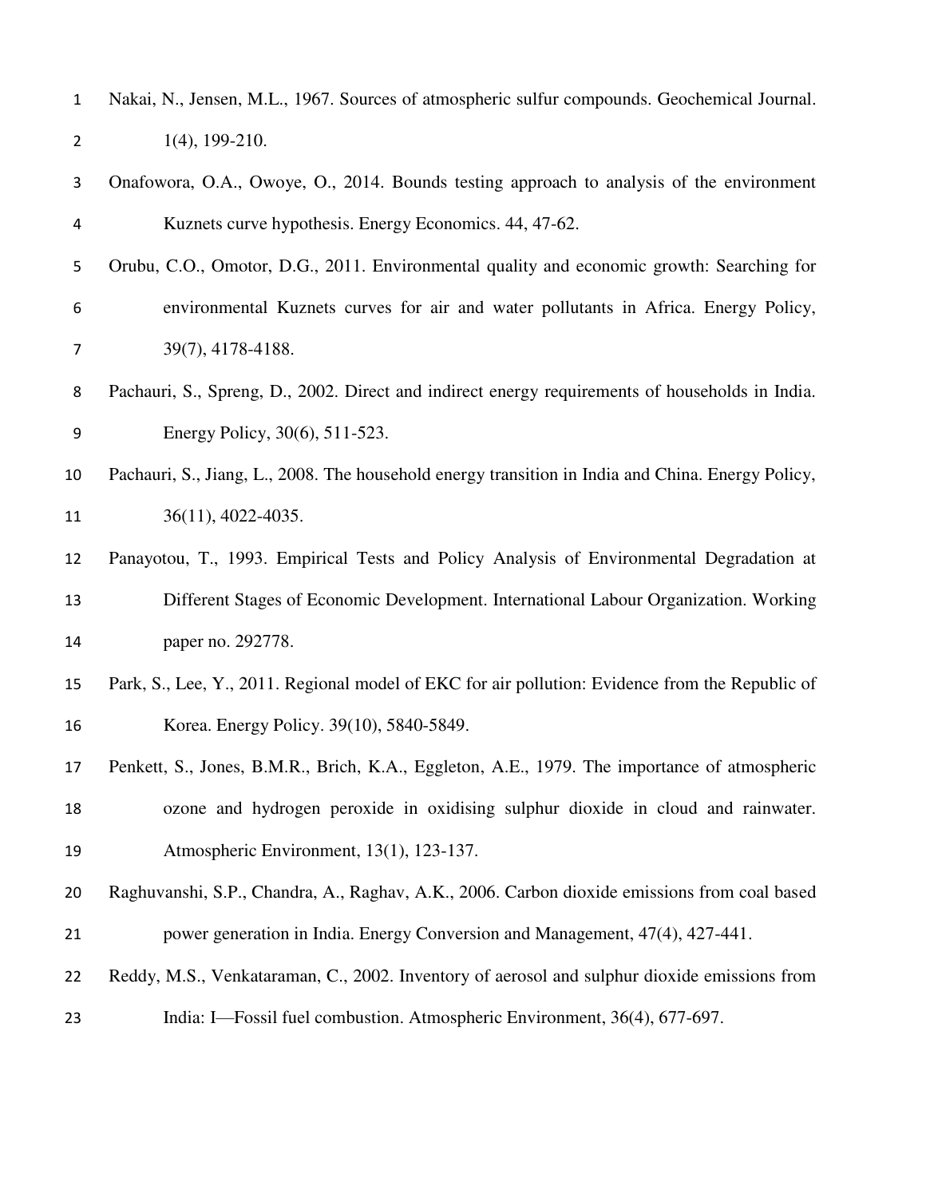Nakai, N., Jensen, M.L., 1967. Sources of atmospheric sulfur compounds. Geochemical Journal. 1(4), 199-210.

Onafowora, O.A., Owoye, O., 2014. Bounds testing approach to analysis of the environment Kuznets curve hypothesis. Energy Economics. 44, 47-62.

Orubu, C.O., Omotor, D.G., 2011. Environmental quality and economic growth: Searching for environmental Kuznets curves for air and water pollutants in Africa. Energy Policy, 39(7), 4178-4188.

Pachauri, S., Spreng, D., 2002. Direct and indirect energy requirements of households in India. Energy Policy, 30(6), 511-523.

Pachauri, S., Jiang, L., 2008. The household energy transition in India and China. Energy Policy, 36(11), 4022-4035.

Panayotou, T., 1993. Empirical Tests and Policy Analysis of Environmental Degradation at Different Stages of Economic Development. International Labour Organization. Working paper no. 292778.

Park, S., Lee, Y., 2011. Regional model of EKC for air pollution: Evidence from the Republic of Korea. Energy Policy. 39(10), 5840-5849.

Penkett, S., Jones, B.M.R., Brich, K.A., Eggleton, A.E., 1979. The importance of atmospheric ozone and hydrogen peroxide in oxidising sulphur dioxide in cloud and rainwater. Atmospheric Environment, 13(1), 123-137.

Raghuvanshi, S.P., Chandra, A., Raghav, A.K., 2006. Carbon dioxide emissions from coal based power generation in India. Energy Conversion and Management, 47(4), 427-441.

Reddy, M.S., Venkataraman, C., 2002. Inventory of aerosol and sulphur dioxide emissions from India: I—Fossil fuel combustion. Atmospheric Environment, 36(4), 677-697.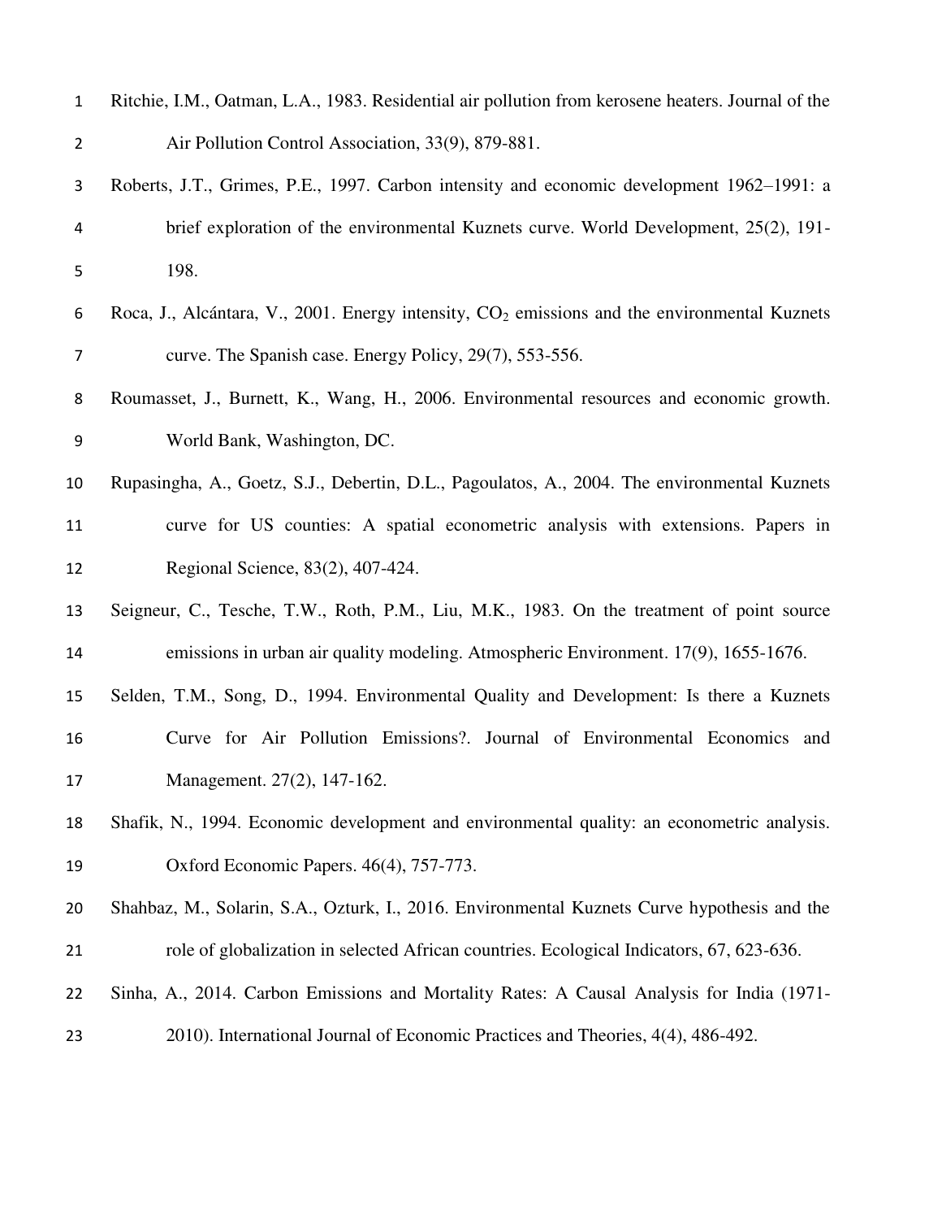Ritchie, I.M., Oatman, L.A., 1983. Residential air pollution from kerosene heaters. Journal of the Air Pollution Control Association, 33(9), 879-881.

Roberts, J.T., Grimes, P.E., 1997. Carbon intensity and economic development 1962–1991: a brief exploration of the environmental Kuznets curve. World Development, 25(2), 191-198.

Roca, J., Alcántara, V., 2001. Energy intensity, $CO_2$ emissions and the environmental Kuznets curve. The Spanish case. Energy Policy, 29(7), 553-556.

Roumasset, J., Burnett, K., Wang, H., 2006. Environmental resources and economic growth. World Bank, Washington, DC.

Rupasingha, A., Goetz, S.J., Debertin, D.L., Pagoulatos, A., 2004. The environmental Kuznets curve for US counties: A spatial econometric analysis with extensions. Papers in Regional Science, 83(2), 407-424.

Seigneur, C., Tesche, T.W., Roth, P.M., Liu, M.K., 1983. On the treatment of point source emissions in urban air quality modeling. Atmospheric Environment. 17(9), 1655-1676.

Selden, T.M., Song, D., 1994. Environmental Quality and Development: Is there a Kuznets Curve for Air Pollution Emissions?. Journal of Environmental Economics and Management. 27(2), 147-162.

Shafik, N., 1994. Economic development and environmental quality: an econometric analysis. Oxford Economic Papers. 46(4), 757-773.

Shahbaz, M., Solarin, S.A., Ozturk, I., 2016. Environmental Kuznets Curve hypothesis and the role of globalization in selected African countries. Ecological Indicators, 67, 623-636.

Sinha, A., 2014. Carbon Emissions and Mortality Rates: A Causal Analysis for India (1971-2010). International Journal of Economic Practices and Theories, 4(4), 486-492.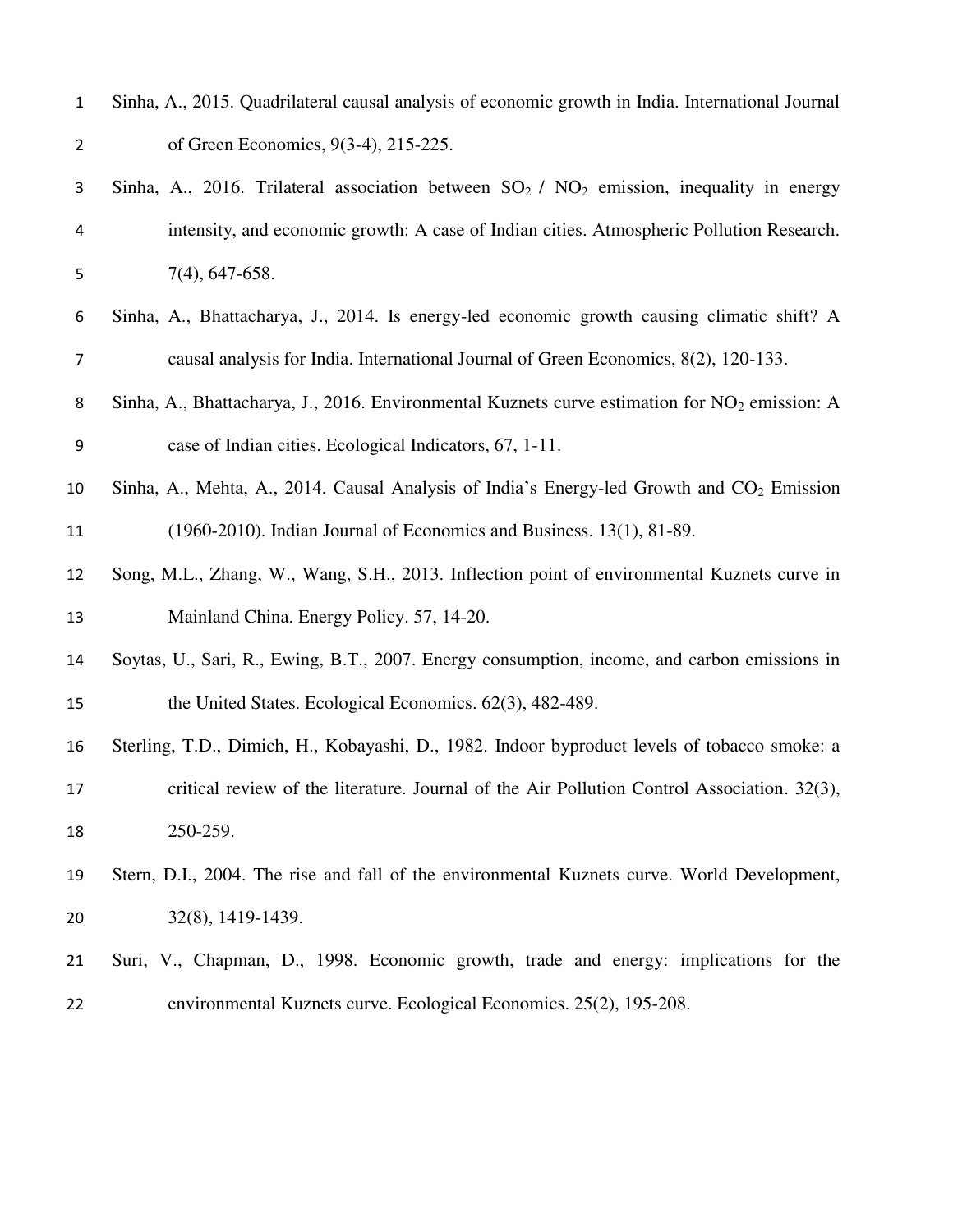Sinha, A., 2015. Quadrilateral causal analysis of economic growth in India. International Journal of Green Economics, 9(3-4), 215-225.

Sinha, A., 2016. Trilateral association between $SO_2$ / $NO_2$ emission, inequality in energy intensity, and economic growth: A case of Indian cities. Atmospheric Pollution Research. 7(4), 647-658.

Sinha, A., Bhattacharya, J., 2014. Is energy-led economic growth causing climatic shift? A causal analysis for India. International Journal of Green Economics, 8(2), 120-133.

Sinha, A., Bhattacharya, J., 2016. Environmental Kuznets curve estimation for $NO_2$ emission: A case of Indian cities. Ecological Indicators, 67, 1-11.

Sinha, A., Mehta, A., 2014. Causal Analysis of India's Energy-led Growth and $CO_2$ Emission (1960-2010). Indian Journal of Economics and Business. 13(1), 81-89.

Song, M.L., Zhang, W., Wang, S.H., 2013. Inflection point of environmental Kuznets curve in Mainland China. Energy Policy. 57, 14-20.

Soytas, U., Sari, R., Ewing, B.T., 2007. Energy consumption, income, and carbon emissions in the United States. Ecological Economics. 62(3), 482-489.

Sterling, T.D., Dimich, H., Kobayashi, D., 1982. Indoor byproduct levels of tobacco smoke: a critical review of the literature. Journal of the Air Pollution Control Association. 32(3), 250-259.

Stern, D.I., 2004. The rise and fall of the environmental Kuznets curve. World Development, 32(8), 1419-1439.

Suri, V., Chapman, D., 1998. Economic growth, trade and energy: implications for the environmental Kuznets curve. Ecological Economics. 25(2), 195-208.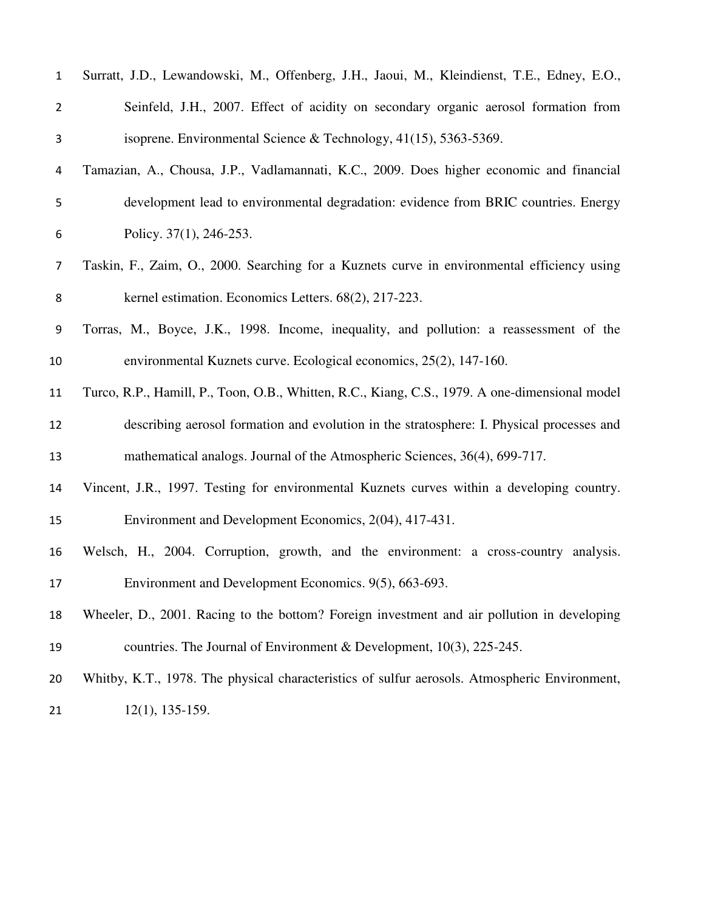Surratt, J.D., Lewandowski, M., Offenberg, J.H., Jaoui, M., Kleindienst, T.E., Edney, E.O., Seinfeld, J.H., 2007. Effect of acidity on secondary organic aerosol formation from isoprene. Environmental Science & Technology, 41(15), 5363-5369.

Tamazian, A., Chousa, J.P., Vadlamannati, K.C., 2009. Does higher economic and financial development lead to environmental degradation: evidence from BRIC countries. Energy Policy. 37(1), 246-253.

Taskin, F., Zaim, O., 2000. Searching for a Kuznets curve in environmental efficiency using kernel estimation. Economics Letters. 68(2), 217-223.

Torras, M., Boyce, J.K., 1998. Income, inequality, and pollution: a reassessment of the environmental Kuznets curve. Ecological economics, 25(2), 147-160.

Turco, R.P., Hamill, P., Toon, O.B., Whitten, R.C., Kiang, C.S., 1979. A one-dimensional model describing aerosol formation and evolution in the stratosphere: I. Physical processes and mathematical analogs. Journal of the Atmospheric Sciences, 36(4), 699-717.

Vincent, J.R., 1997. Testing for environmental Kuznets curves within a developing country. Environment and Development Economics, 2(04), 417-431.

Welsch, H., 2004. Corruption, growth, and the environment: a cross-country analysis. Environment and Development Economics. 9(5), 663-693.

Wheeler, D., 2001. Racing to the bottom? Foreign investment and air pollution in developing countries. The Journal of Environment & Development, 10(3), 225-245.

Whitby, K.T., 1978. The physical characteristics of sulfur aerosols. Atmospheric Environment, 12(1), 135-159.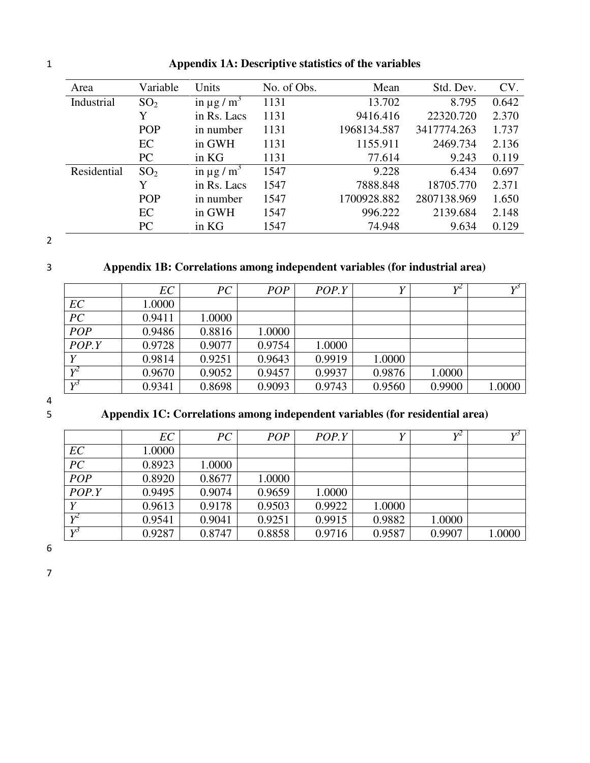**Appendix 1A: Descriptive statistics of the variables**

| Area | Variable | Units | No. of Obs. | Mean | Std. Dev. | CV. |
|---|---|---|---|---|---|---|
| Industrial | $SO_2$ | in $\mu g / m^3$ | 1131 | 13.702 | 8.795 | 0.642 |
| | Y | in Rs. Lacs | 1131 | 9416.416 | 22320.720 | 2.370 |
| | POP | in number | 1131 | 1968134.587 | 3417774.263 | 1.737 |
| | EC | in GWH | 1131 | 1155.911 | 2469.734 | 2.136 |
| | PC | in KG | 1131 | 77.614 | 9.243 | 0.119 |
| Residential | $SO_2$ | in $\mu g / m^3$ | 1547 | 9.228 | 6.434 | 0.697 |
| | Y | in Rs. Lacs | 1547 | 7888.848 | 18705.770 | 2.371 |
| | POP | in number | 1547 | 1700928.882 | 2807138.969 | 1.650 |
| | EC | in GWH | 1547 | 996.222 | 2139.684 | 2.148 |
| | PC | in KG | 1547 | 74.948 | 9.634 | 0.129 |

**Appendix 1B: Correlations among independent variables (for industrial area)**

| | *EC* | *PC* | *POP* | *POP.Y* | *Y* | $Y^2$ | $Y^3$ |
|---|---|---|---|---|---|---|---|
| *EC* | 1.0000 | | | | | | |
| *PC* | 0.9411 | 1.0000 | | | | | |
| *POP* | 0.9486 | 0.8816 | 1.0000 | | | | |
| *POP.Y* | 0.9728 | 0.9077 | 0.9754 | 1.0000 | | | |
| *Y* | 0.9814 | 0.9251 | 0.9643 | 0.9919 | 1.0000 | | |
| $Y^2$ | 0.9670 | 0.9052 | 0.9457 | 0.9937 | 0.9876 | 1.0000 | |
| $Y^3$ | 0.9341 | 0.8698 | 0.9093 | 0.9743 | 0.9560 | 0.9900 | 1.0000 |

**Appendix 1C: Correlations among independent variables (for residential area)**

| | *EC* | *PC* | *POP* | *POP.Y* | *Y* | $Y^2$ | $Y^3$ |
|---|---|---|---|---|---|---|---|
| *EC* | 1.0000 | | | | | | |
| *PC* | 0.8923 | 1.0000 | | | | | |
| *POP* | 0.8920 | 0.8677 | 1.0000 | | | | |
| *POP.Y* | 0.9495 | 0.9074 | 0.9659 | 1.0000 | | | |
| *Y* | 0.9613 | 0.9178 | 0.9503 | 0.9922 | 1.0000 | | |
| $Y^2$ | 0.9541 | 0.9041 | 0.9251 | 0.9915 | 0.9882 | 1.0000 | |
| $Y^3$ | 0.9287 | 0.8747 | 0.8858 | 0.9716 | 0.9587 | 0.9907 | 1.0000 |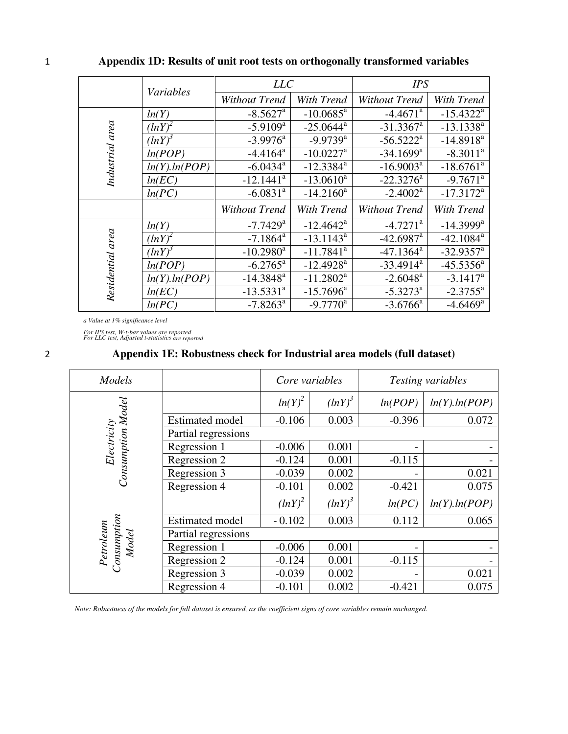## Appendix 1D: Results of unit root tests on orthogonally transformed variables

| | Variables | LLC | | IPS | |
|---|---|---|---|---|---|
| | | *Without Trend* | *With Trend* | *Without Trend* | *With Trend* |
| *Industrial area* | *ln(Y)* | -8.5627[a] | -10.0685[a] | -4.4671[a] | -15.4322[a] |
| | $(lnY)^2$ | -5.9109[a] | -25.0644[a] | -31.3367[a] | -13.1338[a] |
| | $(lnY)^3$ | -3.9976[a] | -9.9739[a] | -56.5222[a] | -14.8918[a] |
| | *ln(POP)* | -4.4164[a] | -10.0227[a] | -34.1699[a] | -8.3011[a] |
| | *ln(Y).ln(POP)* | -6.0434[a] | -12.3384[a] | -16.9003[a] | -18.6761[a] |
| | *ln(EC)* | -12.1441[a] | -13.0610[a] | -22.3276[a] | -9.7671[a] |
| | *ln(PC)* | -6.0831[a] | -14.2160[a] | -2.4002[a] | -17.3172[a] |
| | | *Without Trend* | *With Trend* | *Without Trend* | *With Trend* |
| *Residential area* | *ln(Y)* | -7.7429[a] | -12.4642[a] | -4.7271[a] | -14.3999[a] |
| | $(lnY)^2$ | -7.1864[a] | -13.1143[a] | -42.6987[a] | -42.1084[a] |
| | $(lnY)^3$ | -10.2980[a] | -11.7841[a] | -47.1364[a] | -32.9357[a] |
| | *ln(POP)* | -6.2765[a] | -12.4928[a] | -33.4914[a] | -45.5356[a] |
| | *ln(Y).ln(POP)* | -14.3848[a] | -11.2802[a] | -2.6048[a] | -3.1417[a] |
| | *ln(EC)* | -13.5331[a] | -15.7696[a] | -5.3273[a] | -2.3755[a] |
| | *ln(PC)* | -7.8263[a] | -9.7770[a] | -3.6766[a] | -4.6469[a] |

*a Value at 1% significance level*

*For IPS test, W-t-bar values are reported*
*For LLC test, Adjusted t-statistics are reported*

## Appendix 1E: Robustness check for Industrial area models (full dataset)

| *Models* | | *Core variables* | | *Testing variables* | |
|---|---|---|---|---|---|
| *Electricity Consumption Model* | | $ln(Y)^2$ | $(lnY)^3$ | *ln(POP)* | *ln(Y).ln(POP)* |
| | Estimated model | -0.106 | 0.003 | -0.396 | 0.072 |
| | Partial regressions | | | | |
| | Regression 1 | -0.006 | 0.001 | - | - |
| | Regression 2 | -0.124 | 0.001 | -0.115 | - |
| | Regression 3 | -0.039 | 0.002 | - | 0.021 |
| | Regression 4 | -0.101 | 0.002 | -0.421 | 0.075 |
| *Petroleum Consumption Model* | | $(lnY)^2$ | $(lnY)^3$ | *ln(PC)* | *ln(Y).ln(POP)* |
| | Estimated model | - 0.102 | 0.003 | 0.112 | 0.065 |
| | Partial regressions | | | | |
| | Regression 1 | -0.006 | 0.001 | - | - |
| | Regression 2 | -0.124 | 0.001 | -0.115 | - |
| | Regression 3 | -0.039 | 0.002 | - | 0.021 |
| | Regression 4 | -0.101 | 0.002 | -0.421 | 0.075 |

*Note: Robustness of the models for full dataset is ensured, as the coefficient signs of core variables remain unchanged.*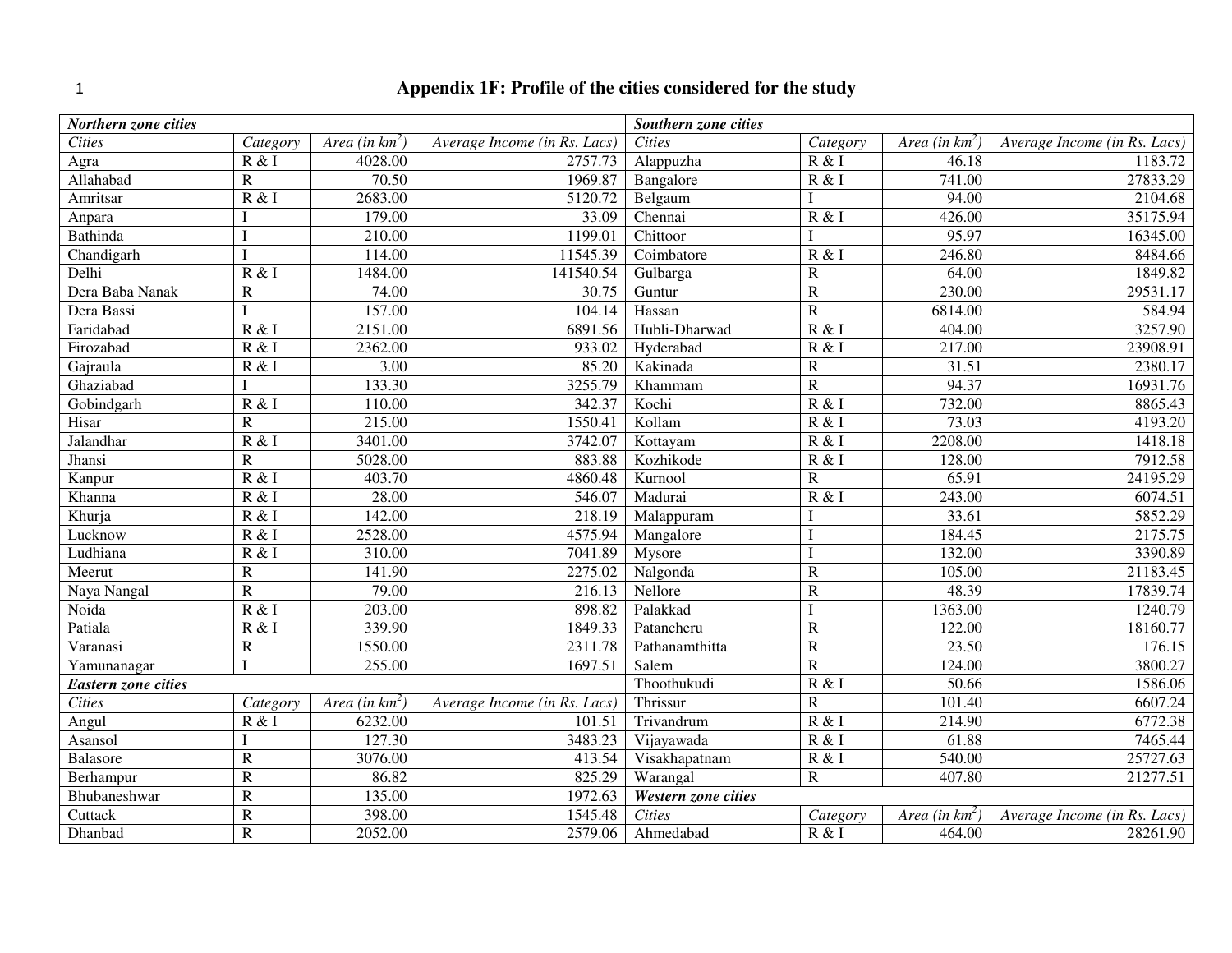# Appendix 1F: Profile of the cities considered for the study

| ***Northern zone cities*** | | | | ***Southern zone cities*** | | | |
|---|---|---|---|---|---|---|---|
| *Cities* | *Category* | *Area (in km$^2$)* | *Average Income (in Rs. Lacs)* | *Cities* | *Category* | *Area (in km$^2$)* | *Average Income (in Rs. Lacs)* |
| Agra | R & I | 4028.00 | 2757.73 | Alappuzha | R & I | 46.18 | 1183.72 |
| Allahabad | R | 70.50 | 1969.87 | Bangalore | R & I | 741.00 | 27833.29 |
| Amritsar | R & I | 2683.00 | 5120.72 | Belgaum | I | 94.00 | 2104.68 |
| Anpara | I | 179.00 | 33.09 | Chennai | R & I | 426.00 | 35175.94 |
| Bathinda | I | 210.00 | 1199.01 | Chittoor | I | 95.97 | 16345.00 |
| Chandigarh | I | 114.00 | 11545.39 | Coimbatore | R & I | 246.80 | 8484.66 |
| Delhi | R & I | 1484.00 | 141540.54 | Gulbarga | R | 64.00 | 1849.82 |
| Dera Baba Nanak | R | 74.00 | 30.75 | Guntur | R | 230.00 | 29531.17 |
| Dera Bassi | I | 157.00 | 104.14 | Hassan | R | 6814.00 | 584.94 |
| Faridabad | R & I | 2151.00 | 6891.56 | Hubli-Dharwad | R & I | 404.00 | 3257.90 |
| Firozabad | R & I | 2362.00 | 933.02 | Hyderabad | R & I | 217.00 | 23908.91 |
| Gajraula | R & I | 3.00 | 85.20 | Kakinada | R | 31.51 | 2380.17 |
| Ghaziabad | I | 133.30 | 3255.79 | Khammam | R | 94.37 | 16931.76 |
| Gobindgarh | R & I | 110.00 | 342.37 | Kochi | R & I | 732.00 | 8865.43 |
| Hisar | R | 215.00 | 1550.41 | Kollam | R & I | 73.03 | 4193.20 |
| Jalandhar | R & I | 3401.00 | 3742.07 | Kottayam | R & I | 2208.00 | 1418.18 |
| Jhansi | R | 5028.00 | 883.88 | Kozhikode | R & I | 128.00 | 7912.58 |
| Kanpur | R & I | 403.70 | 4860.48 | Kurnool | R | 65.91 | 24195.29 |
| Khanna | R & I | 28.00 | 546.07 | Madurai | R & I | 243.00 | 6074.51 |
| Khurja | R & I | 142.00 | 218.19 | Malappuram | I | 33.61 | 5852.29 |
| Lucknow | R & I | 2528.00 | 4575.94 | Mangalore | I | 184.45 | 2175.75 |
| Ludhiana | R & I | 310.00 | 7041.89 | Mysore | I | 132.00 | 3390.89 |
| Meerut | R | 141.90 | 2275.02 | Nalgonda | R | 105.00 | 21183.45 |
| Naya Nangal | R | 79.00 | 216.13 | Nellore | R | 48.39 | 17839.74 |
| Noida | R & I | 203.00 | 898.82 | Palakkad | I | 1363.00 | 1240.79 |
| Patiala | R & I | 339.90 | 1849.33 | Patancheru | R | 122.00 | 18160.77 |
| Varanasi | R | 1550.00 | 2311.78 | Pathanamthitta | R | 23.50 | 176.15 |
| Yamunanagar | I | 255.00 | 1697.51 | Salem | R | 124.00 | 3800.27 |
| ***Eastern zone cities*** | | | | Thoothukudi | R & I | 50.66 | 1586.06 |
| *Cities* | *Category* | *Area (in km$^2$)* | *Average Income (in Rs. Lacs)* | Thrissur | R | 101.40 | 6607.24 |
| Angul | R & I | 6232.00 | 101.51 | Trivandrum | R & I | 214.90 | 6772.38 |
| Asansol | I | 127.30 | 3483.23 | Vijayawada | R & I | 61.88 | 7465.44 |
| Balasore | R | 3076.00 | 413.54 | Visakhapatnam | R & I | 540.00 | 25727.63 |
| Berhampur | R | 86.82 | 825.29 | Warangal | R | 407.80 | 21277.51 |
| Bhubaneshwar | R | 135.00 | 1972.63 | ***Western zone cities*** | | | |
| Cuttack | R | 398.00 | 1545.48 | *Cities* | *Category* | *Area (in km$^2$)* | *Average Income (in Rs. Lacs)* |
| Dhanbad | R | 2052.00 | 2579.06 | Ahmedabad | R & I | 464.00 | 28261.90 |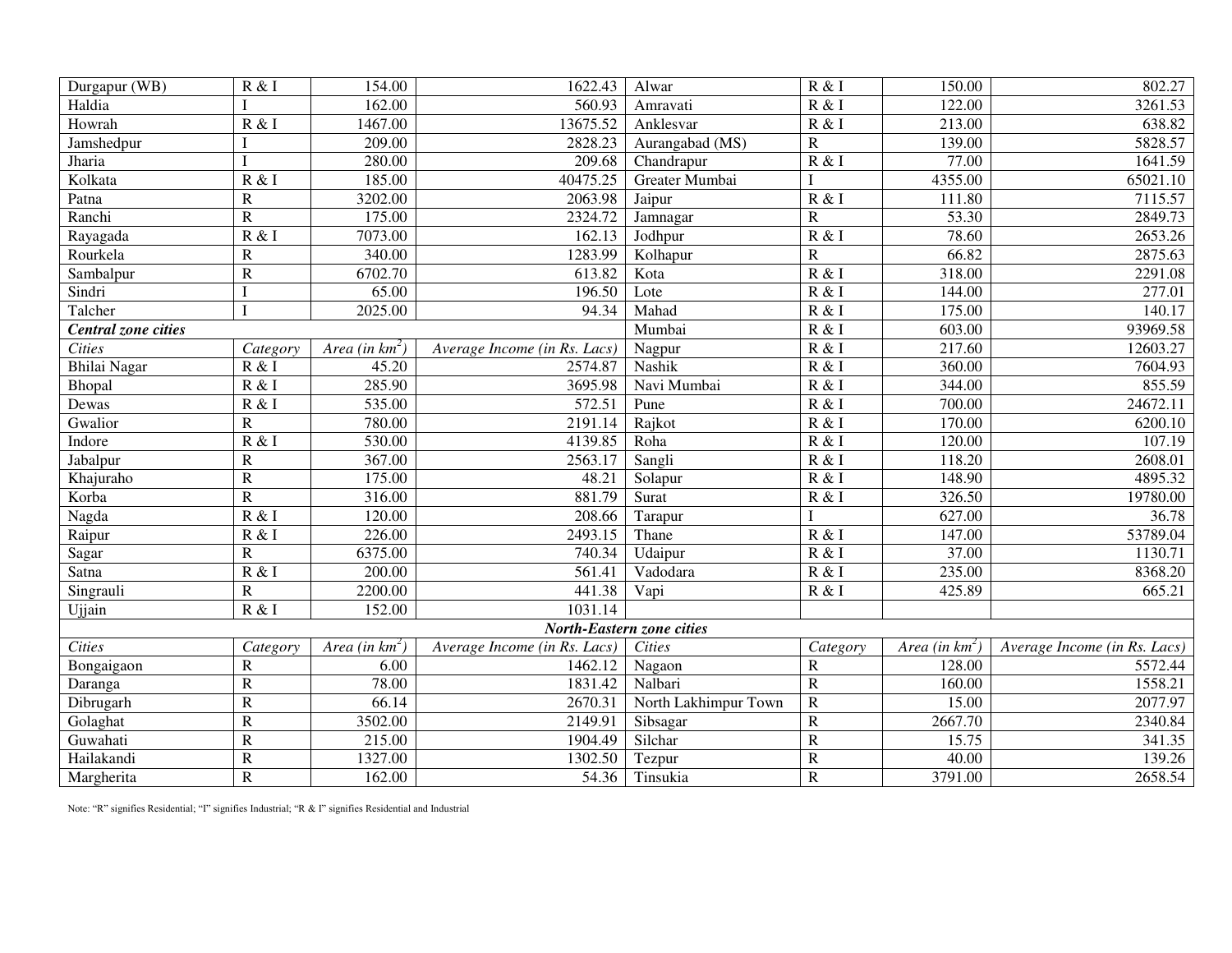| | | | | | | | |
|---|---|---|---|---|---|---|---|
| Durgapur (WB) | R & I | 154.00 | 1622.43 | Alwar | R & I | 150.00 | 802.27 |
| Haldia | I | 162.00 | 560.93 | Amravati | R & I | 122.00 | 3261.53 |
| Howrah | R & I | 1467.00 | 13675.52 | Anklesvar | R & I | 213.00 | 638.82 |
| Jamshedpur | I | 209.00 | 2828.23 | Aurangabad (MS) | R | 139.00 | 5828.57 |
| Jharia | I | 280.00 | 209.68 | Chandrapur | R & I | 77.00 | 1641.59 |
| Kolkata | R & I | 185.00 | 40475.25 | Greater Mumbai | I | 4355.00 | 65021.10 |
| Patna | R | 3202.00 | 2063.98 | Jaipur | R & I | 111.80 | 7115.57 |
| Ranchi | R | 175.00 | 2324.72 | Jamnagar | R | 53.30 | 2849.73 |
| Rayagada | R & I | 7073.00 | 162.13 | Jodhpur | R & I | 78.60 | 2653.26 |
| Rourkela | R | 340.00 | 1283.99 | Kolhapur | R | 66.82 | 2875.63 |
| Sambalpur | R | 6702.70 | 613.82 | Kota | R & I | 318.00 | 2291.08 |
| Sindri | I | 65.00 | 196.50 | Lote | R & I | 144.00 | 277.01 |
| Talcher | I | 2025.00 | 94.34 | Mahad | R & I | 175.00 | 140.17 |
| ***Central zone cities*** | | | | Mumbai | R & I | 603.00 | 93969.58 |
| *Cities* | *Category* | *Area (in km$^2$)* | *Average Income (in Rs. Lacs)* | Nagpur | R & I | 217.60 | 12603.27 |
| Bhilai Nagar | R & I | 45.20 | 2574.87 | Nashik | R & I | 360.00 | 7604.93 |
| Bhopal | R & I | 285.90 | 3695.98 | Navi Mumbai | R & I | 344.00 | 855.59 |
| Dewas | R & I | 535.00 | 572.51 | Pune | R & I | 700.00 | 24672.11 |
| Gwalior | R | 780.00 | 2191.14 | Rajkot | R & I | 170.00 | 6200.10 |
| Indore | R & I | 530.00 | 4139.85 | Roha | R & I | 120.00 | 107.19 |
| Jabalpur | R | 367.00 | 2563.17 | Sangli | R & I | 118.20 | 2608.01 |
| Khajuraho | R | 175.00 | 48.21 | Solapur | R & I | 148.90 | 4895.32 |
| Korba | R | 316.00 | 881.79 | Surat | R & I | 326.50 | 19780.00 |
| Nagda | R & I | 120.00 | 208.66 | Tarapur | I | 627.00 | 36.78 |
| Raipur | R & I | 226.00 | 2493.15 | Thane | R & I | 147.00 | 53789.04 |
| Sagar | R | 6375.00 | 740.34 | Udaipur | R & I | 37.00 | 1130.71 |
| Satna | R & I | 200.00 | 561.41 | Vadodara | R & I | 235.00 | 8368.20 |
| Singrauli | R | 2200.00 | 441.38 | Vapi | R & I | 425.89 | 665.21 |
| Ujjain | R & I | 152.00 | 1031.14 | | | | |
| ***North-Eastern zone cities*** | | | | | | | |
| *Cities* | *Category* | *Area (in km$^2$)* | *Average Income (in Rs. Lacs)* | *Cities* | *Category* | *Area (in km$^2$)* | *Average Income (in Rs. Lacs)* |
| Bongaigaon | R | 6.00 | 1462.12 | Nagaon | R | 128.00 | 5572.44 |
| Daranga | R | 78.00 | 1831.42 | Nalbari | R | 160.00 | 1558.21 |
| Dibrugarh | R | 66.14 | 2670.31 | North Lakhimpur Town | R | 15.00 | 2077.97 |
| Golaghat | R | 3502.00 | 2149.91 | Sibsagar | R | 2667.70 | 2340.84 |
| Guwahati | R | 215.00 | 1904.49 | Silchar | R | 15.75 | 341.35 |
| Hailakandi | R | 1327.00 | 1302.50 | Tezpur | R | 40.00 | 139.26 |
| Margherita | R | 162.00 | 54.36 | Tinsukia | R | 3791.00 | 2658.54 |

Note: "R" signifies Residential; "I" signifies Industrial; "R & I" signifies Residential and Industrial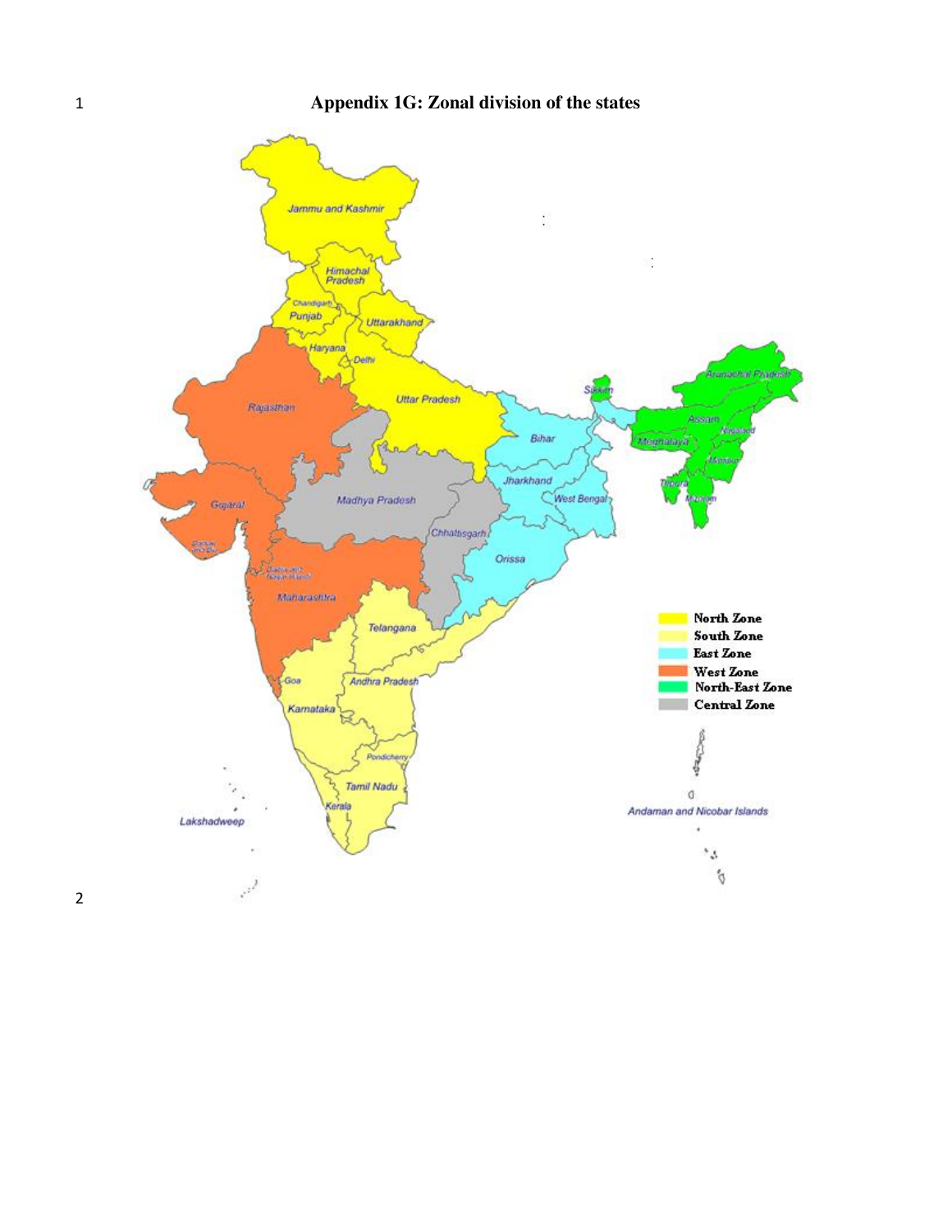**Appendix 1G: Zonal division of the states**

Jammu and Kashmir
Himachal Pradesh
Chandigarh
Punjab
Uttarakhand
Haryana
Delhi
Rajasthan
Uttar Pradesh
Sikkim
Arunachal Pradesh
Assam
Nagaland
Meghalaya
Manipur
Tripura
Mizoram
Bihar
Jharkhand
West Bengal
Gujarat
Madhya Pradesh
Chhattisgarh
Orissa
Daman and Diu
Dadra and Nagar Haveli
Maharashtra
Telangana
Goa
Andhra Pradesh
Karnataka
Pondicherry
Tamil Nadu
Kerala
Lakshadweep
Andaman and Nicobar Islands

North Zone
South Zone
East Zone
West Zone
North-East Zone
Central Zone